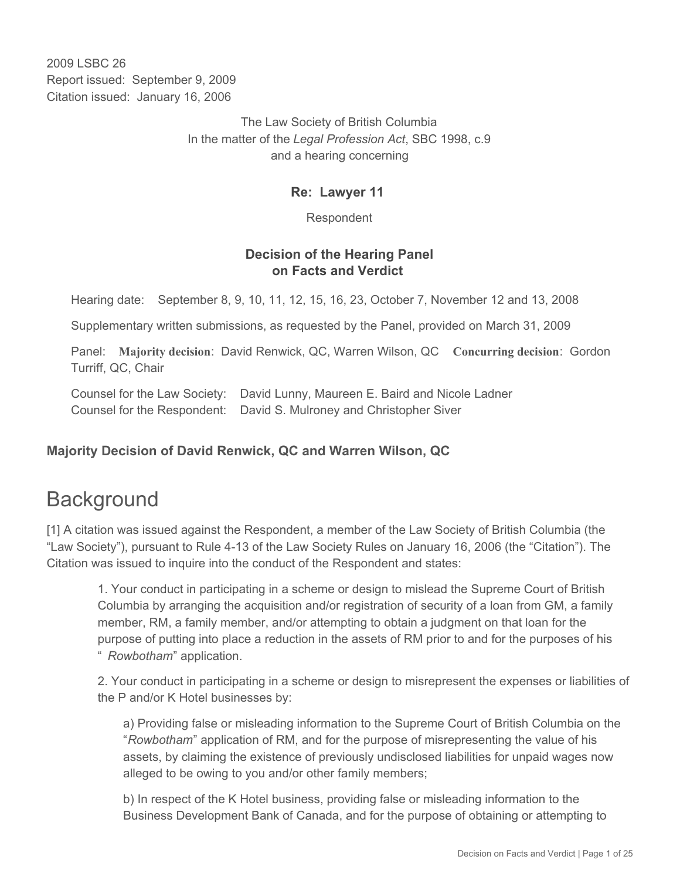2009 LSBC 26
Report issued: September 9, 2009
Citation issued: January 16, 2006

The Law Society of British Columbia
In the matter of the *Legal Profession Act*, SBC 1998, c.9
and a hearing concerning

**Re: Lawyer 11**

Respondent

**Decision of the Hearing Panel on Facts and Verdict**

Hearing date: September 8, 9, 10, 11, 12, 15, 16, 23, October 7, November 12 and 13, 2008

Supplementary written submissions, as requested by the Panel, provided on March 31, 2009

Panel: **Majority decision**: David Renwick, QC, Warren Wilson, QC **Concurring decision**: Gordon Turriff, QC, Chair

Counsel for the Law Society: David Lunny, Maureen E. Baird and Nicole Ladner
Counsel for the Respondent: David S. Mulroney and Christopher Siver

### Majority Decision of David Renwick, QC and Warren Wilson, QC

# Background

[1] A citation was issued against the Respondent, a member of the Law Society of British Columbia (the "Law Society"), pursuant to Rule 4-13 of the Law Society Rules on January 16, 2006 (the "Citation"). The Citation was issued to inquire into the conduct of the Respondent and states:

> 1. Your conduct in participating in a scheme or design to mislead the Supreme Court of British Columbia by arranging the acquisition and/or registration of security of a loan from GM, a family member, RM, a family member, and/or attempting to obtain a judgment on that loan for the purpose of putting into place a reduction in the assets of RM prior to and for the purposes of his "*Rowbotham*" application.
>
> 2. Your conduct in participating in a scheme or design to misrepresent the expenses or liabilities of the P and/or K Hotel businesses by:
>
> > a) Providing false or misleading information to the Supreme Court of British Columbia on the "*Rowbotham*" application of RM, and for the purpose of misrepresenting the value of his assets, by claiming the existence of previously undisclosed liabilities for unpaid wages now alleged to be owing to you and/or other family members;
> >
> > b) In respect of the K Hotel business, providing false or misleading information to the Business Development Bank of Canada, and for the purpose of obtaining or attempting to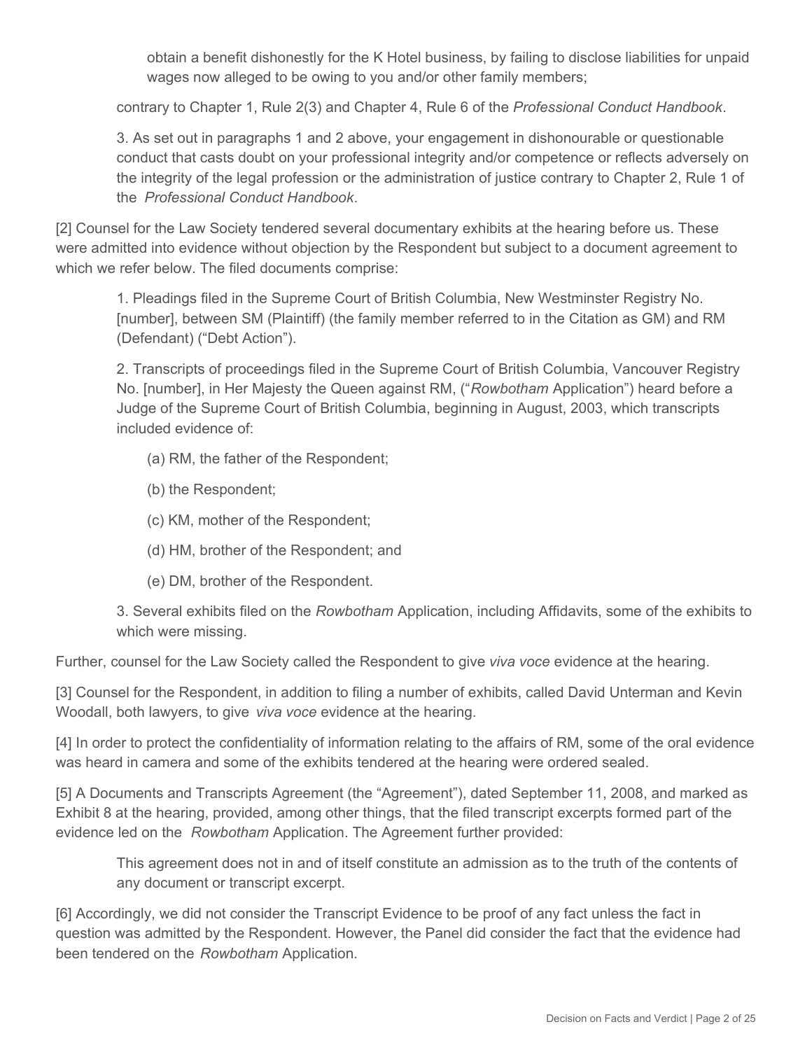obtain a benefit dishonestly for the K Hotel business, by failing to disclose liabilities for unpaid wages now alleged to be owing to you and/or other family members;

contrary to Chapter 1, Rule 2(3) and Chapter 4, Rule 6 of the *Professional Conduct Handbook*.

3. As set out in paragraphs 1 and 2 above, your engagement in dishonourable or questionable conduct that casts doubt on your professional integrity and/or competence or reflects adversely on the integrity of the legal profession or the administration of justice contrary to Chapter 2, Rule 1 of the *Professional Conduct Handbook*.

[2] Counsel for the Law Society tendered several documentary exhibits at the hearing before us. These were admitted into evidence without objection by the Respondent but subject to a document agreement to which we refer below. The filed documents comprise:

1. Pleadings filed in the Supreme Court of British Columbia, New Westminster Registry No. [number], between SM (Plaintiff) (the family member referred to in the Citation as GM) and RM (Defendant) ("Debt Action").

2. Transcripts of proceedings filed in the Supreme Court of British Columbia, Vancouver Registry No. [number], in Her Majesty the Queen against RM, ("*Rowbotham* Application") heard before a Judge of the Supreme Court of British Columbia, beginning in August, 2003, which transcripts included evidence of:

(a) RM, the father of the Respondent;

(b) the Respondent;

(c) KM, mother of the Respondent;

(d) HM, brother of the Respondent; and

(e) DM, brother of the Respondent.

3. Several exhibits filed on the *Rowbotham* Application, including Affidavits, some of the exhibits to which were missing.

Further, counsel for the Law Society called the Respondent to give *viva voce* evidence at the hearing.

[3] Counsel for the Respondent, in addition to filing a number of exhibits, called David Unterman and Kevin Woodall, both lawyers, to give *viva voce* evidence at the hearing.

[4] In order to protect the confidentiality of information relating to the affairs of RM, some of the oral evidence was heard in camera and some of the exhibits tendered at the hearing were ordered sealed.

[5] A Documents and Transcripts Agreement (the "Agreement"), dated September 11, 2008, and marked as Exhibit 8 at the hearing, provided, among other things, that the filed transcript excerpts formed part of the evidence led on the *Rowbotham* Application. The Agreement further provided:

This agreement does not in and of itself constitute an admission as to the truth of the contents of any document or transcript excerpt.

[6] Accordingly, we did not consider the Transcript Evidence to be proof of any fact unless the fact in question was admitted by the Respondent. However, the Panel did consider the fact that the evidence had been tendered on the *Rowbotham* Application.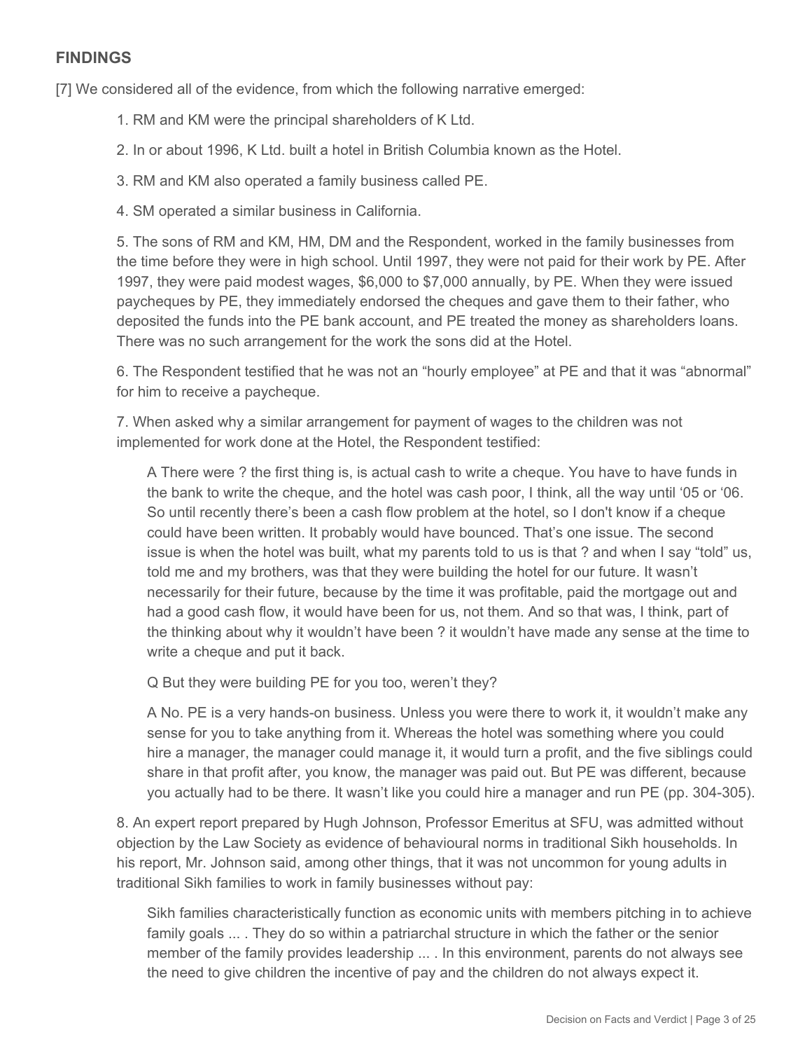## FINDINGS

[7] We considered all of the evidence, from which the following narrative emerged:

1. RM and KM were the principal shareholders of K Ltd.

2. In or about 1996, K Ltd. built a hotel in British Columbia known as the Hotel.

3. RM and KM also operated a family business called PE.

4. SM operated a similar business in California.

5. The sons of RM and KM, HM, DM and the Respondent, worked in the family businesses from the time before they were in high school. Until 1997, they were not paid for their work by PE. After 1997, they were paid modest wages, $6,000 to $7,000 annually, by PE. When they were issued paycheques by PE, they immediately endorsed the cheques and gave them to their father, who deposited the funds into the PE bank account, and PE treated the money as shareholders loans. There was no such arrangement for the work the sons did at the Hotel.

6. The Respondent testified that he was not an "hourly employee" at PE and that it was "abnormal" for him to receive a paycheque.

7. When asked why a similar arrangement for payment of wages to the children was not implemented for work done at the Hotel, the Respondent testified:

> A There were ? the first thing is, is actual cash to write a cheque. You have to have funds in the bank to write the cheque, and the hotel was cash poor, I think, all the way until '05 or '06. So until recently there's been a cash flow problem at the hotel, so I don't know if a cheque could have been written. It probably would have bounced. That's one issue. The second issue is when the hotel was built, what my parents told to us is that ? and when I say "told" us, told me and my brothers, was that they were building the hotel for our future. It wasn't necessarily for their future, because by the time it was profitable, paid the mortgage out and had a good cash flow, it would have been for us, not them. And so that was, I think, part of the thinking about why it wouldn't have been ? it wouldn't have made any sense at the time to write a cheque and put it back.
>
> Q But they were building PE for you too, weren't they?
>
> A No. PE is a very hands-on business. Unless you were there to work it, it wouldn't make any sense for you to take anything from it. Whereas the hotel was something where you could hire a manager, the manager could manage it, it would turn a profit, and the five siblings could share in that profit after, you know, the manager was paid out. But PE was different, because you actually had to be there. It wasn't like you could hire a manager and run PE (pp. 304-305).

8. An expert report prepared by Hugh Johnson, Professor Emeritus at SFU, was admitted without objection by the Law Society as evidence of behavioural norms in traditional Sikh households. In his report, Mr. Johnson said, among other things, that it was not uncommon for young adults in traditional Sikh families to work in family businesses without pay:

> Sikh families characteristically function as economic units with members pitching in to achieve family goals ... . They do so within a patriarchal structure in which the father or the senior member of the family provides leadership ... . In this environment, parents do not always see the need to give children the incentive of pay and the children do not always expect it.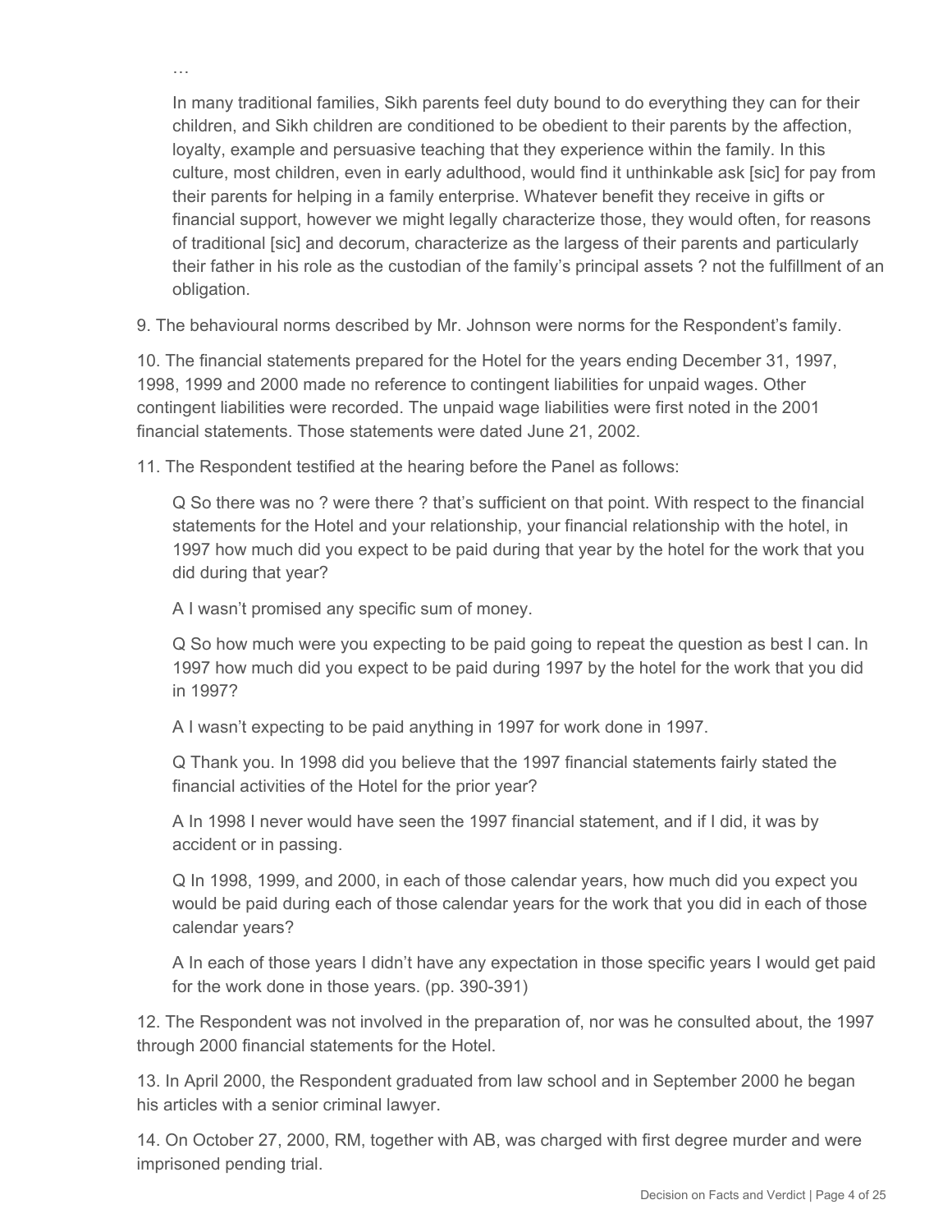…

> In many traditional families, Sikh parents feel duty bound to do everything they can for their children, and Sikh children are conditioned to be obedient to their parents by the affection, loyalty, example and persuasive teaching that they experience within the family. In this culture, most children, even in early adulthood, would find it unthinkable ask [sic] for pay from their parents for helping in a family enterprise. Whatever benefit they receive in gifts or financial support, however we might legally characterize those, they would often, for reasons of traditional [sic] and decorum, characterize as the largess of their parents and particularly their father in his role as the custodian of the family's principal assets ? not the fulfillment of an obligation.

9. The behavioural norms described by Mr. Johnson were norms for the Respondent's family.

10. The financial statements prepared for the Hotel for the years ending December 31, 1997, 1998, 1999 and 2000 made no reference to contingent liabilities for unpaid wages. Other contingent liabilities were recorded. The unpaid wage liabilities were first noted in the 2001 financial statements. Those statements were dated June 21, 2002.

11. The Respondent testified at the hearing before the Panel as follows:

> Q So there was no ? were there ? that's sufficient on that point. With respect to the financial statements for the Hotel and your relationship, your financial relationship with the hotel, in 1997 how much did you expect to be paid during that year by the hotel for the work that you did during that year?
>
> A I wasn't promised any specific sum of money.
>
> Q So how much were you expecting to be paid going to repeat the question as best I can. In 1997 how much did you expect to be paid during 1997 by the hotel for the work that you did in 1997?
>
> A I wasn't expecting to be paid anything in 1997 for work done in 1997.
>
> Q Thank you. In 1998 did you believe that the 1997 financial statements fairly stated the financial activities of the Hotel for the prior year?
>
> A In 1998 I never would have seen the 1997 financial statement, and if I did, it was by accident or in passing.
>
> Q In 1998, 1999, and 2000, in each of those calendar years, how much did you expect you would be paid during each of those calendar years for the work that you did in each of those calendar years?
>
> A In each of those years I didn't have any expectation in those specific years I would get paid for the work done in those years. (pp. 390-391)

12. The Respondent was not involved in the preparation of, nor was he consulted about, the 1997 through 2000 financial statements for the Hotel.

13. In April 2000, the Respondent graduated from law school and in September 2000 he began his articles with a senior criminal lawyer.

14. On October 27, 2000, RM, together with AB, was charged with first degree murder and were imprisoned pending trial.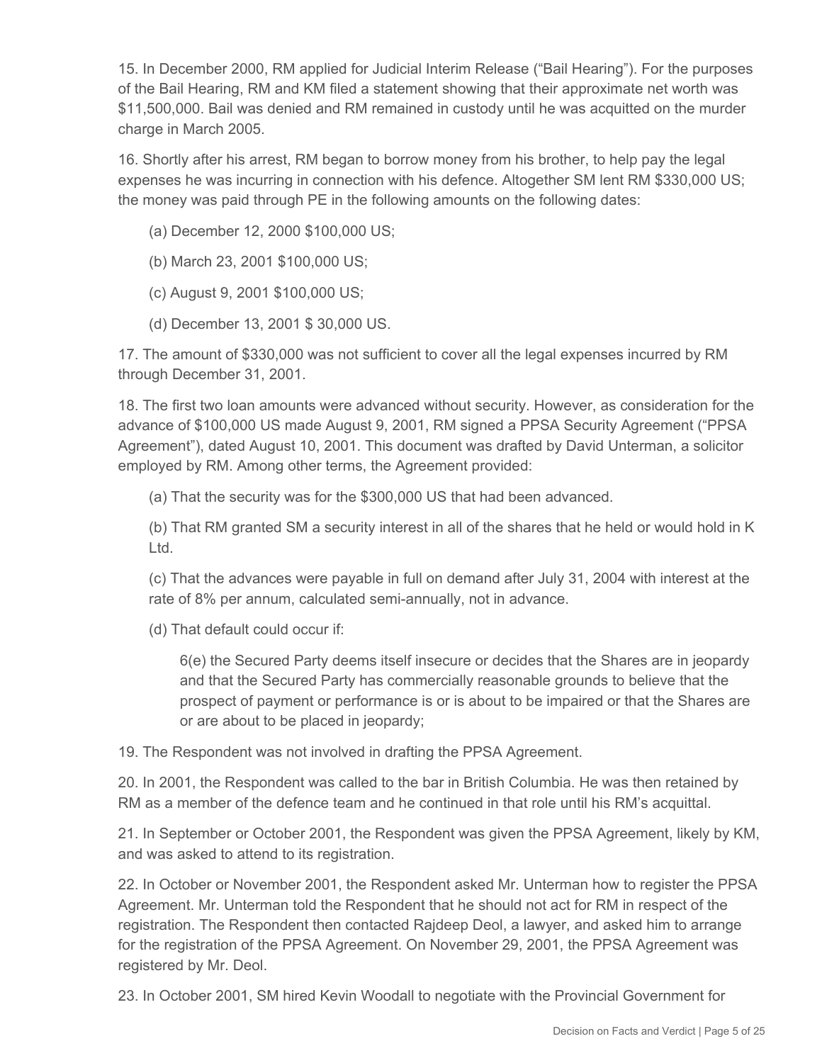15. In December 2000, RM applied for Judicial Interim Release ("Bail Hearing"). For the purposes of the Bail Hearing, RM and KM filed a statement showing that their approximate net worth was $11,500,000. Bail was denied and RM remained in custody until he was acquitted on the murder charge in March 2005.

16. Shortly after his arrest, RM began to borrow money from his brother, to help pay the legal expenses he was incurring in connection with his defence. Altogether SM lent RM $330,000 US; the money was paid through PE in the following amounts on the following dates:

(a) December 12, 2000 $100,000 US;

(b) March 23, 2001 $100,000 US;

(c) August 9, 2001 $100,000 US;

(d) December 13, 2001 $ 30,000 US.

17. The amount of $330,000 was not sufficient to cover all the legal expenses incurred by RM through December 31, 2001.

18. The first two loan amounts were advanced without security. However, as consideration for the advance of $100,000 US made August 9, 2001, RM signed a PPSA Security Agreement ("PPSA Agreement"), dated August 10, 2001. This document was drafted by David Unterman, a solicitor employed by RM. Among other terms, the Agreement provided:

(a) That the security was for the $300,000 US that had been advanced.

(b) That RM granted SM a security interest in all of the shares that he held or would hold in K Ltd.

(c) That the advances were payable in full on demand after July 31, 2004 with interest at the rate of 8% per annum, calculated semi-annually, not in advance.

(d) That default could occur if:

> 6(e) the Secured Party deems itself insecure or decides that the Shares are in jeopardy and that the Secured Party has commercially reasonable grounds to believe that the prospect of payment or performance is or is about to be impaired or that the Shares are or are about to be placed in jeopardy;

19. The Respondent was not involved in drafting the PPSA Agreement.

20. In 2001, the Respondent was called to the bar in British Columbia. He was then retained by RM as a member of the defence team and he continued in that role until his RM's acquittal.

21. In September or October 2001, the Respondent was given the PPSA Agreement, likely by KM, and was asked to attend to its registration.

22. In October or November 2001, the Respondent asked Mr. Unterman how to register the PPSA Agreement. Mr. Unterman told the Respondent that he should not act for RM in respect of the registration. The Respondent then contacted Rajdeep Deol, a lawyer, and asked him to arrange for the registration of the PPSA Agreement. On November 29, 2001, the PPSA Agreement was registered by Mr. Deol.

23. In October 2001, SM hired Kevin Woodall to negotiate with the Provincial Government for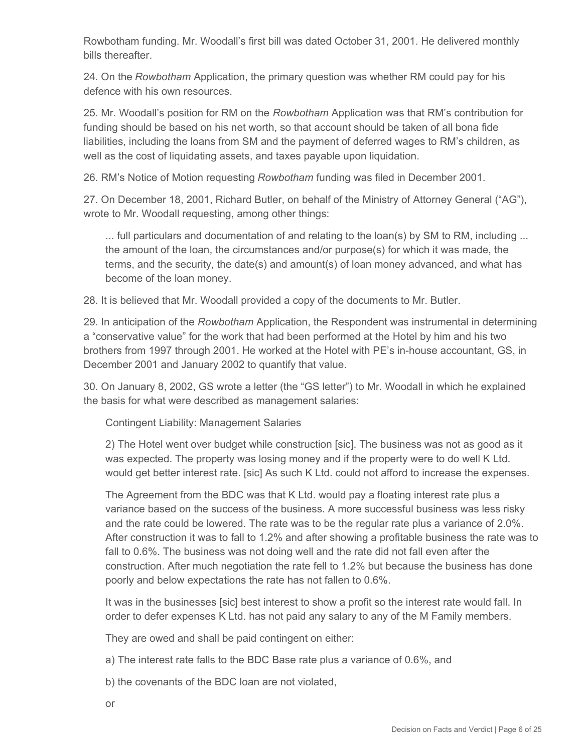Rowbotham funding. Mr. Woodall's first bill was dated October 31, 2001. He delivered monthly bills thereafter.

24. On the *Rowbotham* Application, the primary question was whether RM could pay for his defence with his own resources.

25. Mr. Woodall's position for RM on the *Rowbotham* Application was that RM's contribution for funding should be based on his net worth, so that account should be taken of all bona fide liabilities, including the loans from SM and the payment of deferred wages to RM's children, as well as the cost of liquidating assets, and taxes payable upon liquidation.

26. RM's Notice of Motion requesting *Rowbotham* funding was filed in December 2001.

27. On December 18, 2001, Richard Butler, on behalf of the Ministry of Attorney General ("AG"), wrote to Mr. Woodall requesting, among other things:

> ... full particulars and documentation of and relating to the loan(s) by SM to RM, including ... the amount of the loan, the circumstances and/or purpose(s) for which it was made, the terms, and the security, the date(s) and amount(s) of loan money advanced, and what has become of the loan money.

28. It is believed that Mr. Woodall provided a copy of the documents to Mr. Butler.

29. In anticipation of the *Rowbotham* Application, the Respondent was instrumental in determining a "conservative value" for the work that had been performed at the Hotel by him and his two brothers from 1997 through 2001. He worked at the Hotel with PE's in-house accountant, GS, in December 2001 and January 2002 to quantify that value.

30. On January 8, 2002, GS wrote a letter (the "GS letter") to Mr. Woodall in which he explained the basis for what were described as management salaries:

> Contingent Liability: Management Salaries
>
> 2) The Hotel went over budget while construction [sic]. The business was not as good as it was expected. The property was losing money and if the property were to do well K Ltd. would get better interest rate. [sic] As such K Ltd. could not afford to increase the expenses.
>
> The Agreement from the BDC was that K Ltd. would pay a floating interest rate plus a variance based on the success of the business. A more successful business was less risky and the rate could be lowered. The rate was to be the regular rate plus a variance of 2.0%. After construction it was to fall to 1.2% and after showing a profitable business the rate was to fall to 0.6%. The business was not doing well and the rate did not fall even after the construction. After much negotiation the rate fell to 1.2% but because the business has done poorly and below expectations the rate has not fallen to 0.6%.
>
> It was in the businesses [sic] best interest to show a profit so the interest rate would fall. In order to defer expenses K Ltd. has not paid any salary to any of the M Family members.
>
> They are owed and shall be paid contingent on either:
>
> a) The interest rate falls to the BDC Base rate plus a variance of 0.6%, and
>
> b) the covenants of the BDC loan are not violated,
>
> or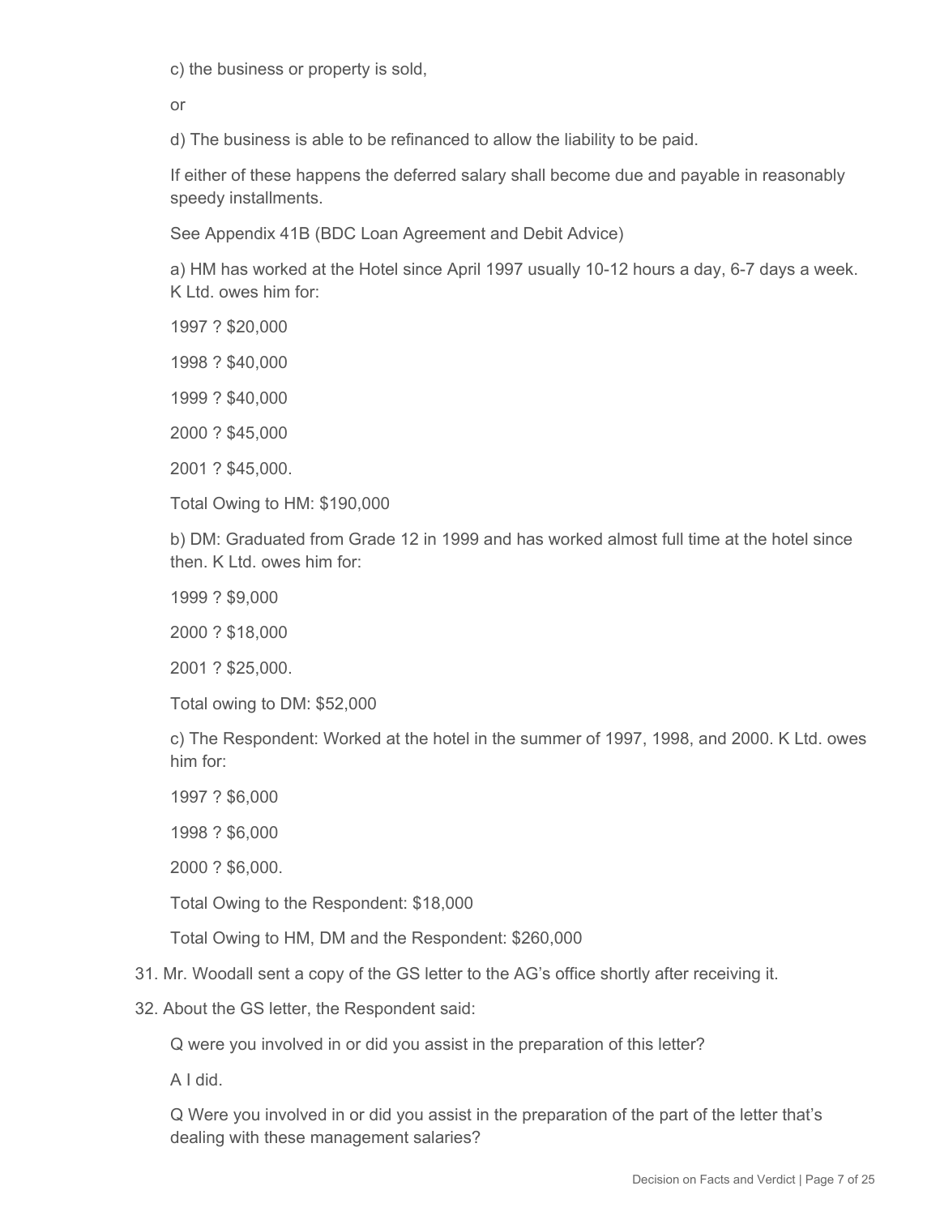c) the business or property is sold,

or

d) The business is able to be refinanced to allow the liability to be paid.

If either of these happens the deferred salary shall become due and payable in reasonably speedy installments.

See Appendix 41B (BDC Loan Agreement and Debit Advice)

a) HM has worked at the Hotel since April 1997 usually 10-12 hours a day, 6-7 days a week. K Ltd. owes him for:

1997 ? $20,000

1998 ? $40,000

1999 ? $40,000

2000 ? $45,000

2001 ? $45,000.

Total Owing to HM: $190,000

b) DM: Graduated from Grade 12 in 1999 and has worked almost full time at the hotel since then. K Ltd. owes him for:

1999 ? $9,000

2000 ? $18,000

2001 ? $25,000.

Total owing to DM: $52,000

c) The Respondent: Worked at the hotel in the summer of 1997, 1998, and 2000. K Ltd. owes him for:

1997 ? $6,000

1998 ? $6,000

2000 ? $6,000.

Total Owing to the Respondent: $18,000

Total Owing to HM, DM and the Respondent: $260,000

31. Mr. Woodall sent a copy of the GS letter to the AG's office shortly after receiving it.

32. About the GS letter, the Respondent said:

Q were you involved in or did you assist in the preparation of this letter?

A I did.

Q Were you involved in or did you assist in the preparation of the part of the letter that's dealing with these management salaries?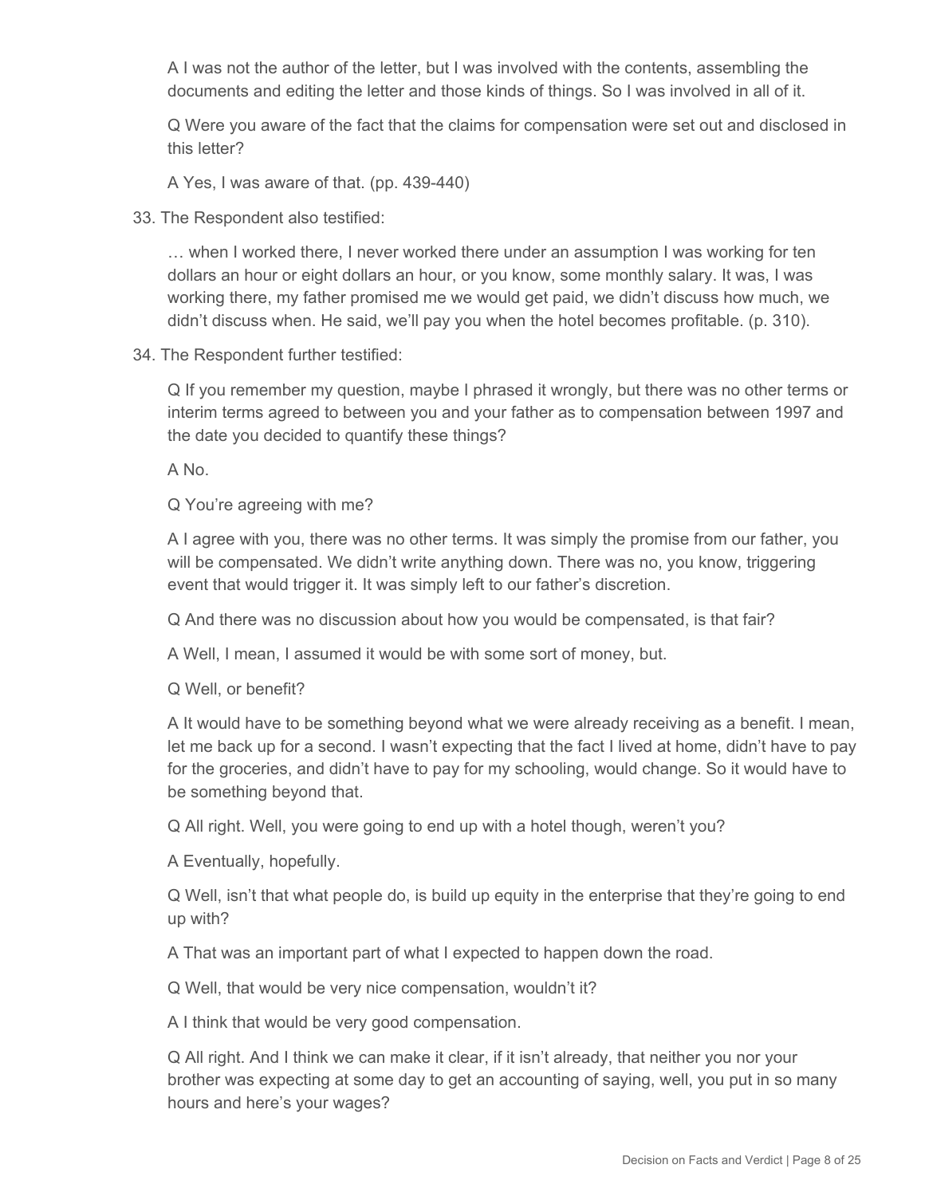A I was not the author of the letter, but I was involved with the contents, assembling the documents and editing the letter and those kinds of things. So I was involved in all of it.

Q Were you aware of the fact that the claims for compensation were set out and disclosed in this letter?

A Yes, I was aware of that. (pp. 439-440)

33. The Respondent also testified:

> … when I worked there, I never worked there under an assumption I was working for ten dollars an hour or eight dollars an hour, or you know, some monthly salary. It was, I was working there, my father promised me we would get paid, we didn't discuss how much, we didn't discuss when. He said, we'll pay you when the hotel becomes profitable. (p. 310).

34. The Respondent further testified:

Q If you remember my question, maybe I phrased it wrongly, but there was no other terms or interim terms agreed to between you and your father as to compensation between 1997 and the date you decided to quantify these things?

A No.

Q You're agreeing with me?

A I agree with you, there was no other terms. It was simply the promise from our father, you will be compensated. We didn't write anything down. There was no, you know, triggering event that would trigger it. It was simply left to our father's discretion.

Q And there was no discussion about how you would be compensated, is that fair?

A Well, I mean, I assumed it would be with some sort of money, but.

Q Well, or benefit?

A It would have to be something beyond what we were already receiving as a benefit. I mean, let me back up for a second. I wasn't expecting that the fact I lived at home, didn't have to pay for the groceries, and didn't have to pay for my schooling, would change. So it would have to be something beyond that.

Q All right. Well, you were going to end up with a hotel though, weren't you?

A Eventually, hopefully.

Q Well, isn't that what people do, is build up equity in the enterprise that they're going to end up with?

A That was an important part of what I expected to happen down the road.

Q Well, that would be very nice compensation, wouldn't it?

A I think that would be very good compensation.

Q All right. And I think we can make it clear, if it isn't already, that neither you nor your brother was expecting at some day to get an accounting of saying, well, you put in so many hours and here's your wages?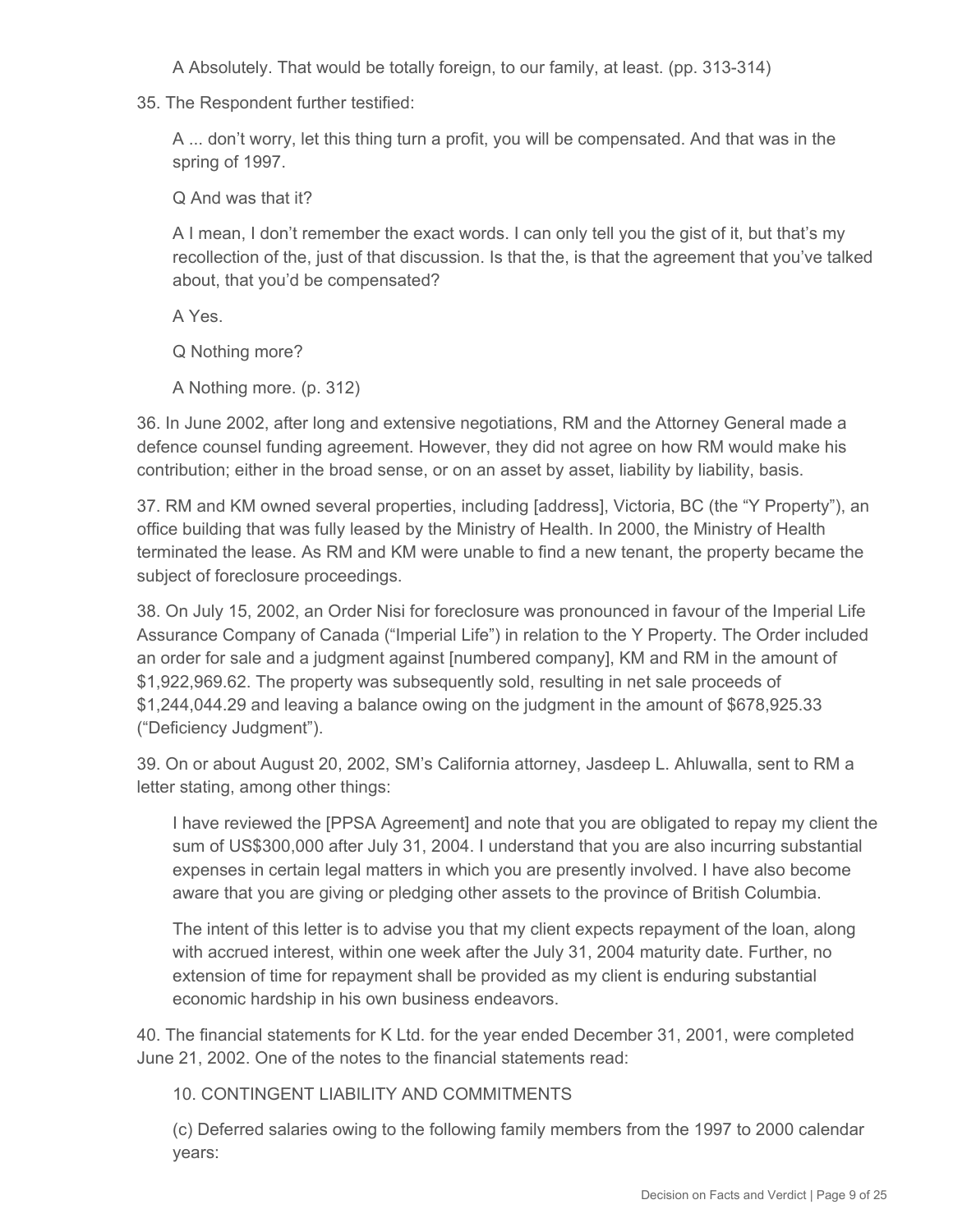A Absolutely. That would be totally foreign, to our family, at least. (pp. 313-314)

35. The Respondent further testified:

A ... don't worry, let this thing turn a profit, you will be compensated. And that was in the spring of 1997.

Q And was that it?

A I mean, I don't remember the exact words. I can only tell you the gist of it, but that's my recollection of the, just of that discussion. Is that the, is that the agreement that you've talked about, that you'd be compensated?

A Yes.

Q Nothing more?

A Nothing more. (p. 312)

36. In June 2002, after long and extensive negotiations, RM and the Attorney General made a defence counsel funding agreement. However, they did not agree on how RM would make his contribution; either in the broad sense, or on an asset by asset, liability by liability, basis.

37. RM and KM owned several properties, including [address], Victoria, BC (the "Y Property"), an office building that was fully leased by the Ministry of Health. In 2000, the Ministry of Health terminated the lease. As RM and KM were unable to find a new tenant, the property became the subject of foreclosure proceedings.

38. On July 15, 2002, an Order Nisi for foreclosure was pronounced in favour of the Imperial Life Assurance Company of Canada ("Imperial Life") in relation to the Y Property. The Order included an order for sale and a judgment against [numbered company], KM and RM in the amount of $1,922,969.62. The property was subsequently sold, resulting in net sale proceeds of $1,244,044.29 and leaving a balance owing on the judgment in the amount of $678,925.33 ("Deficiency Judgment").

39. On or about August 20, 2002, SM's California attorney, Jasdeep L. Ahluwalla, sent to RM a letter stating, among other things:

I have reviewed the [PPSA Agreement] and note that you are obligated to repay my client the sum of US$300,000 after July 31, 2004. I understand that you are also incurring substantial expenses in certain legal matters in which you are presently involved. I have also become aware that you are giving or pledging other assets to the province of British Columbia.

The intent of this letter is to advise you that my client expects repayment of the loan, along with accrued interest, within one week after the July 31, 2004 maturity date. Further, no extension of time for repayment shall be provided as my client is enduring substantial economic hardship in his own business endeavors.

40. The financial statements for K Ltd. for the year ended December 31, 2001, were completed June 21, 2002. One of the notes to the financial statements read:

10. CONTINGENT LIABILITY AND COMMITMENTS

(c) Deferred salaries owing to the following family members from the 1997 to 2000 calendar years: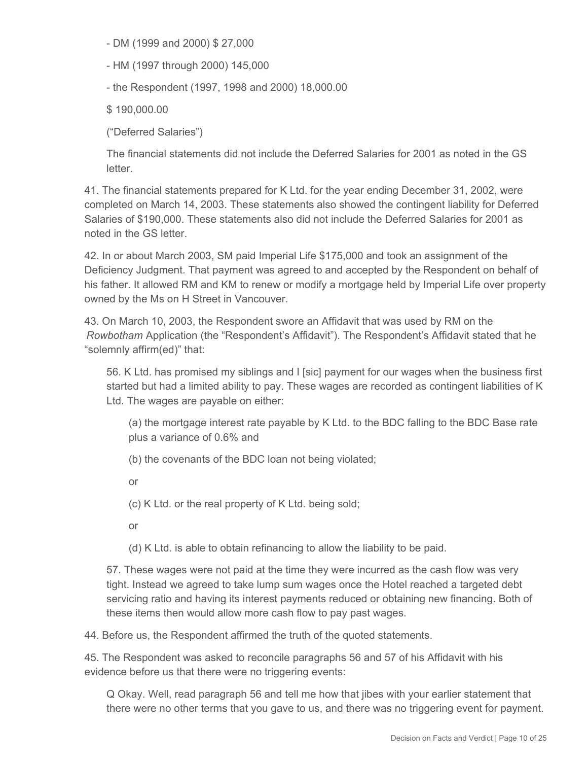- DM (1999 and 2000) $ 27,000

- HM (1997 through 2000) 145,000

- the Respondent (1997, 1998 and 2000) 18,000.00

$ 190,000.00

("Deferred Salaries")

The financial statements did not include the Deferred Salaries for 2001 as noted in the GS letter.

41. The financial statements prepared for K Ltd. for the year ending December 31, 2002, were completed on March 14, 2003. These statements also showed the contingent liability for Deferred Salaries of $190,000. These statements also did not include the Deferred Salaries for 2001 as noted in the GS letter.

42. In or about March 2003, SM paid Imperial Life $175,000 and took an assignment of the Deficiency Judgment. That payment was agreed to and accepted by the Respondent on behalf of his father. It allowed RM and KM to renew or modify a mortgage held by Imperial Life over property owned by the Ms on H Street in Vancouver.

43. On March 10, 2003, the Respondent swore an Affidavit that was used by RM on the *Rowbotham* Application (the "Respondent's Affidavit"). The Respondent's Affidavit stated that he "solemnly affirm(ed)" that:

> 56. K Ltd. has promised my siblings and I [sic] payment for our wages when the business first started but had a limited ability to pay. These wages are recorded as contingent liabilities of K Ltd. The wages are payable on either:
>
> (a) the mortgage interest rate payable by K Ltd. to the BDC falling to the BDC Base rate plus a variance of 0.6% and
>
> (b) the covenants of the BDC loan not being violated;
>
> or
>
> (c) K Ltd. or the real property of K Ltd. being sold;
>
> or
>
> (d) K Ltd. is able to obtain refinancing to allow the liability to be paid.
>
> 57. These wages were not paid at the time they were incurred as the cash flow was very tight. Instead we agreed to take lump sum wages once the Hotel reached a targeted debt servicing ratio and having its interest payments reduced or obtaining new financing. Both of these items then would allow more cash flow to pay past wages.

44. Before us, the Respondent affirmed the truth of the quoted statements.

45. The Respondent was asked to reconcile paragraphs 56 and 57 of his Affidavit with his evidence before us that there were no triggering events:

> Q Okay. Well, read paragraph 56 and tell me how that jibes with your earlier statement that there were no other terms that you gave to us, and there was no triggering event for payment.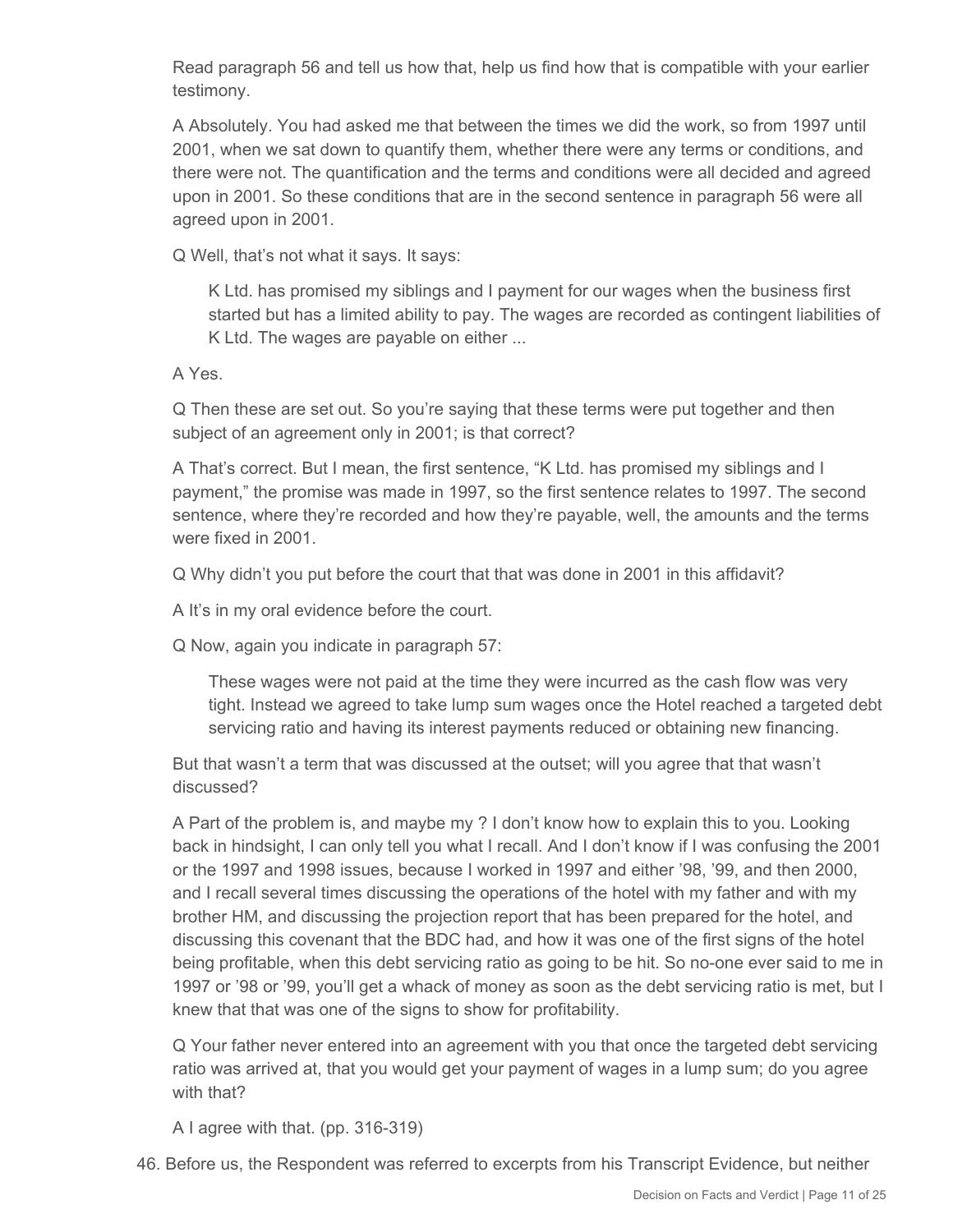Read paragraph 56 and tell us how that, help us find how that is compatible with your earlier testimony.

A Absolutely. You had asked me that between the times we did the work, so from 1997 until 2001, when we sat down to quantify them, whether there were any terms or conditions, and there were not. The quantification and the terms and conditions were all decided and agreed upon in 2001. So these conditions that are in the second sentence in paragraph 56 were all agreed upon in 2001.

Q Well, that's not what it says. It says:

> K Ltd. has promised my siblings and I payment for our wages when the business first started but has a limited ability to pay. The wages are recorded as contingent liabilities of K Ltd. The wages are payable on either ...

A Yes.

Q Then these are set out. So you're saying that these terms were put together and then subject of an agreement only in 2001; is that correct?

A That's correct. But I mean, the first sentence, "K Ltd. has promised my siblings and I payment," the promise was made in 1997, so the first sentence relates to 1997. The second sentence, where they're recorded and how they're payable, well, the amounts and the terms were fixed in 2001.

Q Why didn't you put before the court that that was done in 2001 in this affidavit?

A It's in my oral evidence before the court.

Q Now, again you indicate in paragraph 57:

> These wages were not paid at the time they were incurred as the cash flow was very tight. Instead we agreed to take lump sum wages once the Hotel reached a targeted debt servicing ratio and having its interest payments reduced or obtaining new financing.

But that wasn't a term that was discussed at the outset; will you agree that that wasn't discussed?

A Part of the problem is, and maybe my ? I don't know how to explain this to you. Looking back in hindsight, I can only tell you what I recall. And I don't know if I was confusing the 2001 or the 1997 and 1998 issues, because I worked in 1997 and either '98, '99, and then 2000, and I recall several times discussing the operations of the hotel with my father and with my brother HM, and discussing the projection report that has been prepared for the hotel, and discussing this covenant that the BDC had, and how it was one of the first signs of the hotel being profitable, when this debt servicing ratio as going to be hit. So no-one ever said to me in 1997 or '98 or '99, you'll get a whack of money as soon as the debt servicing ratio is met, but I knew that that was one of the signs to show for profitability.

Q Your father never entered into an agreement with you that once the targeted debt servicing ratio was arrived at, that you would get your payment of wages in a lump sum; do you agree with that?

A I agree with that. (pp. 316-319)

46. Before us, the Respondent was referred to excerpts from his Transcript Evidence, but neither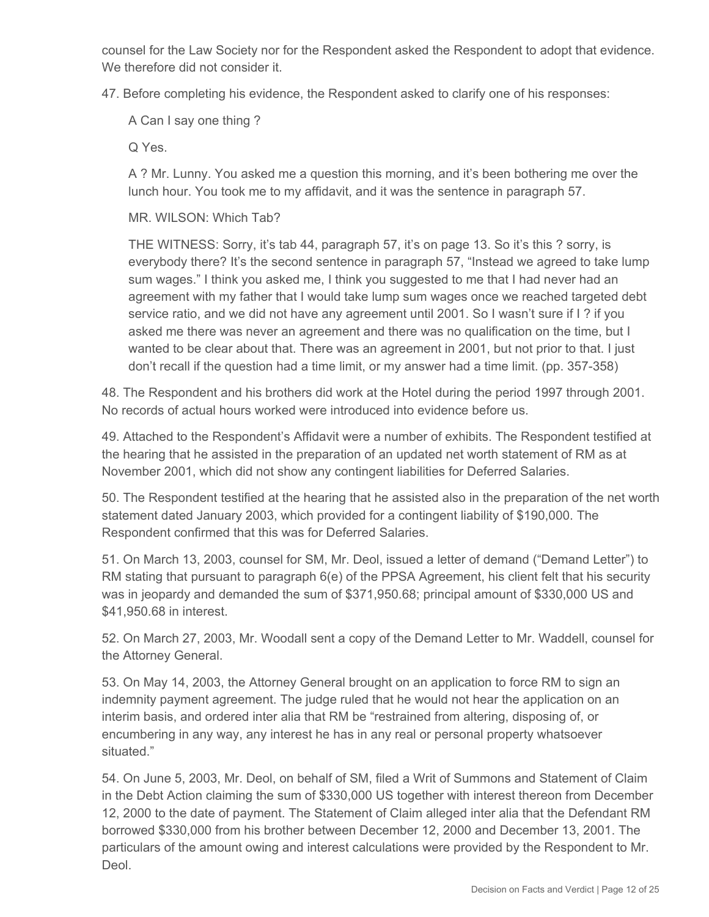counsel for the Law Society nor for the Respondent asked the Respondent to adopt that evidence. We therefore did not consider it.

47. Before completing his evidence, the Respondent asked to clarify one of his responses:

> A Can I say one thing ?
>
> Q Yes.
>
> A ? Mr. Lunny. You asked me a question this morning, and it's been bothering me over the lunch hour. You took me to my affidavit, and it was the sentence in paragraph 57.
>
> MR. WILSON: Which Tab?
>
> THE WITNESS: Sorry, it's tab 44, paragraph 57, it's on page 13. So it's this ? sorry, is everybody there? It's the second sentence in paragraph 57, "Instead we agreed to take lump sum wages." I think you asked me, I think you suggested to me that I had never had an agreement with my father that I would take lump sum wages once we reached targeted debt service ratio, and we did not have any agreement until 2001. So I wasn't sure if I ? if you asked me there was never an agreement and there was no qualification on the time, but I wanted to be clear about that. There was an agreement in 2001, but not prior to that. I just don't recall if the question had a time limit, or my answer had a time limit. (pp. 357-358)

48. The Respondent and his brothers did work at the Hotel during the period 1997 through 2001. No records of actual hours worked were introduced into evidence before us.

49. Attached to the Respondent's Affidavit were a number of exhibits. The Respondent testified at the hearing that he assisted in the preparation of an updated net worth statement of RM as at November 2001, which did not show any contingent liabilities for Deferred Salaries.

50. The Respondent testified at the hearing that he assisted also in the preparation of the net worth statement dated January 2003, which provided for a contingent liability of $190,000. The Respondent confirmed that this was for Deferred Salaries.

51. On March 13, 2003, counsel for SM, Mr. Deol, issued a letter of demand ("Demand Letter") to RM stating that pursuant to paragraph 6(e) of the PPSA Agreement, his client felt that his security was in jeopardy and demanded the sum of $371,950.68; principal amount of $330,000 US and $41,950.68 in interest.

52. On March 27, 2003, Mr. Woodall sent a copy of the Demand Letter to Mr. Waddell, counsel for the Attorney General.

53. On May 14, 2003, the Attorney General brought on an application to force RM to sign an indemnity payment agreement. The judge ruled that he would not hear the application on an interim basis, and ordered inter alia that RM be "restrained from altering, disposing of, or encumbering in any way, any interest he has in any real or personal property whatsoever situated."

54. On June 5, 2003, Mr. Deol, on behalf of SM, filed a Writ of Summons and Statement of Claim in the Debt Action claiming the sum of $330,000 US together with interest thereon from December 12, 2000 to the date of payment. The Statement of Claim alleged inter alia that the Defendant RM borrowed $330,000 from his brother between December 12, 2000 and December 13, 2001. The particulars of the amount owing and interest calculations were provided by the Respondent to Mr. Deol.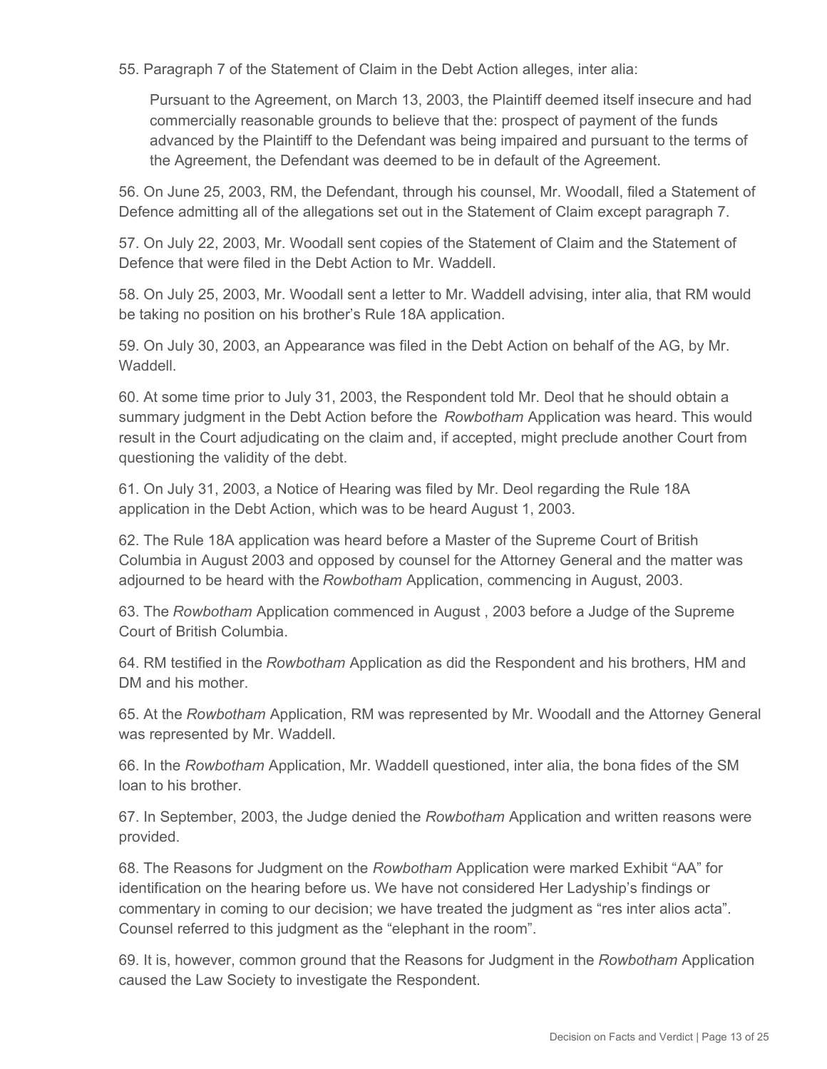55. Paragraph 7 of the Statement of Claim in the Debt Action alleges, inter alia:

> Pursuant to the Agreement, on March 13, 2003, the Plaintiff deemed itself insecure and had commercially reasonable grounds to believe that the: prospect of payment of the funds advanced by the Plaintiff to the Defendant was being impaired and pursuant to the terms of the Agreement, the Defendant was deemed to be in default of the Agreement.

56. On June 25, 2003, RM, the Defendant, through his counsel, Mr. Woodall, filed a Statement of Defence admitting all of the allegations set out in the Statement of Claim except paragraph 7.

57. On July 22, 2003, Mr. Woodall sent copies of the Statement of Claim and the Statement of Defence that were filed in the Debt Action to Mr. Waddell.

58. On July 25, 2003, Mr. Woodall sent a letter to Mr. Waddell advising, inter alia, that RM would be taking no position on his brother's Rule 18A application.

59. On July 30, 2003, an Appearance was filed in the Debt Action on behalf of the AG, by Mr. Waddell.

60. At some time prior to July 31, 2003, the Respondent told Mr. Deol that he should obtain a summary judgment in the Debt Action before the *Rowbotham* Application was heard. This would result in the Court adjudicating on the claim and, if accepted, might preclude another Court from questioning the validity of the debt.

61. On July 31, 2003, a Notice of Hearing was filed by Mr. Deol regarding the Rule 18A application in the Debt Action, which was to be heard August 1, 2003.

62. The Rule 18A application was heard before a Master of the Supreme Court of British Columbia in August 2003 and opposed by counsel for the Attorney General and the matter was adjourned to be heard with the *Rowbotham* Application, commencing in August, 2003.

63. The *Rowbotham* Application commenced in August , 2003 before a Judge of the Supreme Court of British Columbia.

64. RM testified in the *Rowbotham* Application as did the Respondent and his brothers, HM and DM and his mother.

65. At the *Rowbotham* Application, RM was represented by Mr. Woodall and the Attorney General was represented by Mr. Waddell.

66. In the *Rowbotham* Application, Mr. Waddell questioned, inter alia, the bona fides of the SM loan to his brother.

67. In September, 2003, the Judge denied the *Rowbotham* Application and written reasons were provided.

68. The Reasons for Judgment on the *Rowbotham* Application were marked Exhibit "AA" for identification on the hearing before us. We have not considered Her Ladyship's findings or commentary in coming to our decision; we have treated the judgment as "res inter alios acta". Counsel referred to this judgment as the "elephant in the room".

69. It is, however, common ground that the Reasons for Judgment in the *Rowbotham* Application caused the Law Society to investigate the Respondent.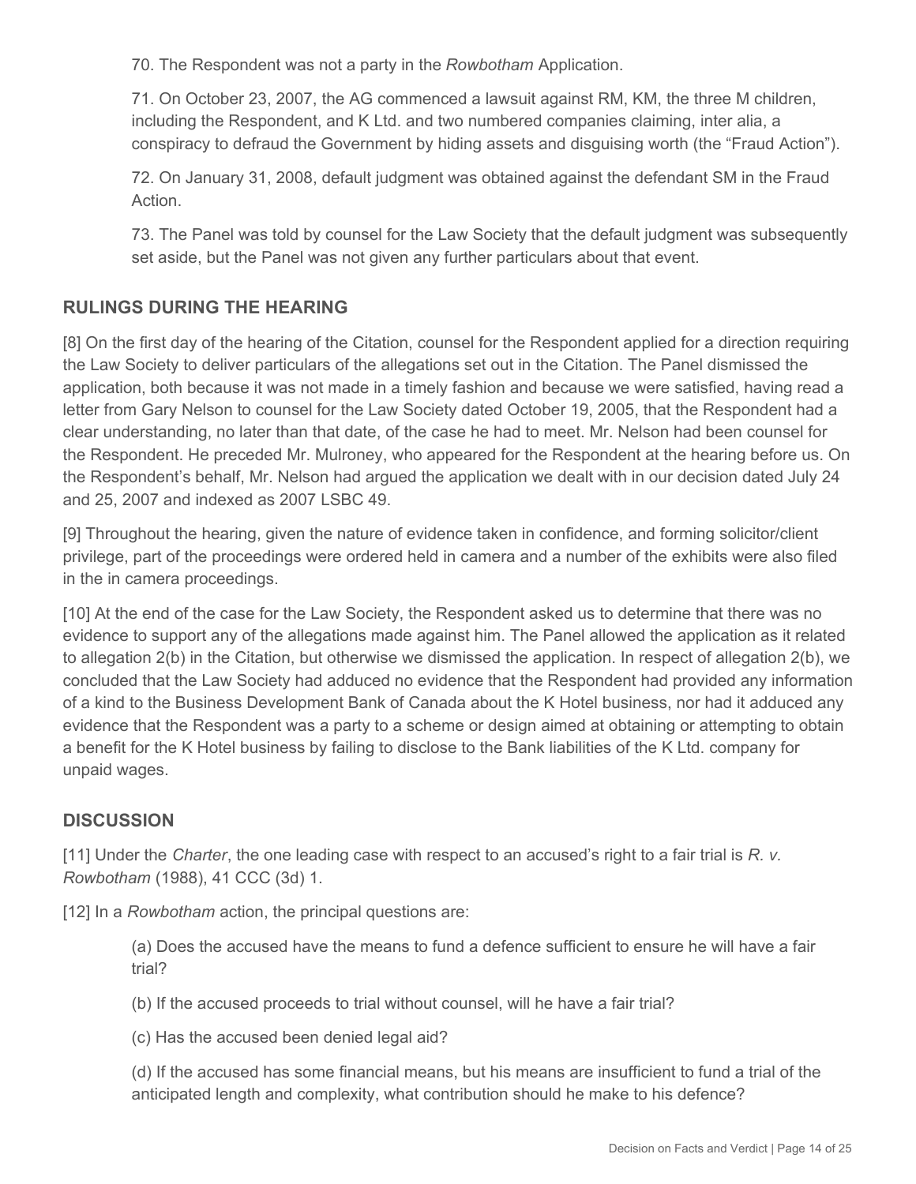70. The Respondent was not a party in the *Rowbotham* Application.

71. On October 23, 2007, the AG commenced a lawsuit against RM, KM, the three M children, including the Respondent, and K Ltd. and two numbered companies claiming, inter alia, a conspiracy to defraud the Government by hiding assets and disguising worth (the "Fraud Action").

72. On January 31, 2008, default judgment was obtained against the defendant SM in the Fraud Action.

73. The Panel was told by counsel for the Law Society that the default judgment was subsequently set aside, but the Panel was not given any further particulars about that event.

## RULINGS DURING THE HEARING

[8] On the first day of the hearing of the Citation, counsel for the Respondent applied for a direction requiring the Law Society to deliver particulars of the allegations set out in the Citation. The Panel dismissed the application, both because it was not made in a timely fashion and because we were satisfied, having read a letter from Gary Nelson to counsel for the Law Society dated October 19, 2005, that the Respondent had a clear understanding, no later than that date, of the case he had to meet. Mr. Nelson had been counsel for the Respondent. He preceded Mr. Mulroney, who appeared for the Respondent at the hearing before us. On the Respondent's behalf, Mr. Nelson had argued the application we dealt with in our decision dated July 24 and 25, 2007 and indexed as 2007 LSBC 49.

[9] Throughout the hearing, given the nature of evidence taken in confidence, and forming solicitor/client privilege, part of the proceedings were ordered held in camera and a number of the exhibits were also filed in the in camera proceedings.

[10] At the end of the case for the Law Society, the Respondent asked us to determine that there was no evidence to support any of the allegations made against him. The Panel allowed the application as it related to allegation 2(b) in the Citation, but otherwise we dismissed the application. In respect of allegation 2(b), we concluded that the Law Society had adduced no evidence that the Respondent had provided any information of a kind to the Business Development Bank of Canada about the K Hotel business, nor had it adduced any evidence that the Respondent was a party to a scheme or design aimed at obtaining or attempting to obtain a benefit for the K Hotel business by failing to disclose to the Bank liabilities of the K Ltd. company for unpaid wages.

## DISCUSSION

[11] Under the *Charter*, the one leading case with respect to an accused's right to a fair trial is *R. v. Rowbotham* (1988), 41 CCC (3d) 1.

[12] In a *Rowbotham* action, the principal questions are:

(a) Does the accused have the means to fund a defence sufficient to ensure he will have a fair trial?

(b) If the accused proceeds to trial without counsel, will he have a fair trial?

(c) Has the accused been denied legal aid?

(d) If the accused has some financial means, but his means are insufficient to fund a trial of the anticipated length and complexity, what contribution should he make to his defence?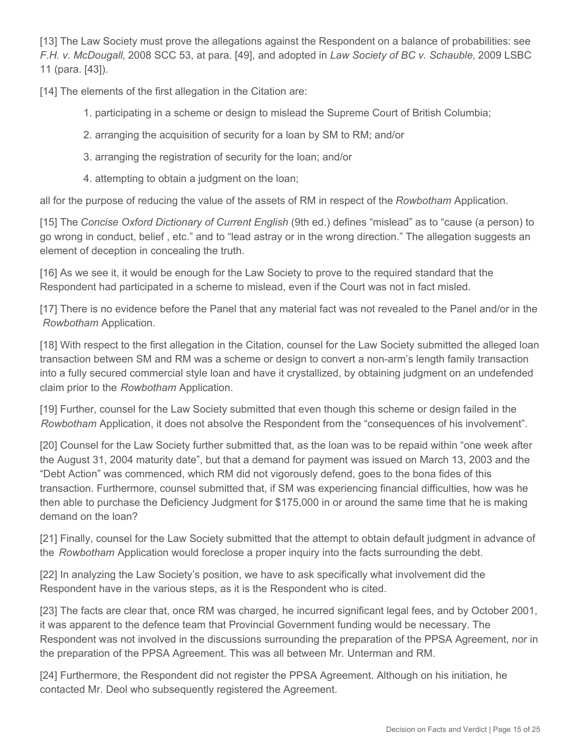[13] The Law Society must prove the allegations against the Respondent on a balance of probabilities: see *F.H. v. McDougall*, 2008 SCC 53, at para. [49], and adopted in *Law Society of BC v. Schauble*, 2009 LSBC 11 (para. [43]).

[14] The elements of the first allegation in the Citation are:

1. participating in a scheme or design to mislead the Supreme Court of British Columbia;
2. arranging the acquisition of security for a loan by SM to RM; and/or
3. arranging the registration of security for the loan; and/or
4. attempting to obtain a judgment on the loan;

all for the purpose of reducing the value of the assets of RM in respect of the *Rowbotham* Application.

[15] The *Concise Oxford Dictionary of Current English* (9th ed.) defines "mislead" as to "cause (a person) to go wrong in conduct, belief , etc." and to "lead astray or in the wrong direction." The allegation suggests an element of deception in concealing the truth.

[16] As we see it, it would be enough for the Law Society to prove to the required standard that the Respondent had participated in a scheme to mislead, even if the Court was not in fact misled.

[17] There is no evidence before the Panel that any material fact was not revealed to the Panel and/or in the *Rowbotham* Application.

[18] With respect to the first allegation in the Citation, counsel for the Law Society submitted the alleged loan transaction between SM and RM was a scheme or design to convert a non-arm's length family transaction into a fully secured commercial style loan and have it crystallized, by obtaining judgment on an undefended claim prior to the *Rowbotham* Application.

[19] Further, counsel for the Law Society submitted that even though this scheme or design failed in the *Rowbotham* Application, it does not absolve the Respondent from the "consequences of his involvement".

[20] Counsel for the Law Society further submitted that, as the loan was to be repaid within "one week after the August 31, 2004 maturity date", but that a demand for payment was issued on March 13, 2003 and the "Debt Action" was commenced, which RM did not vigorously defend, goes to the bona fides of this transaction. Furthermore, counsel submitted that, if SM was experiencing financial difficulties, how was he then able to purchase the Deficiency Judgment for $175,000 in or around the same time that he is making demand on the loan?

[21] Finally, counsel for the Law Society submitted that the attempt to obtain default judgment in advance of the *Rowbotham* Application would foreclose a proper inquiry into the facts surrounding the debt.

[22] In analyzing the Law Society's position, we have to ask specifically what involvement did the Respondent have in the various steps, as it is the Respondent who is cited.

[23] The facts are clear that, once RM was charged, he incurred significant legal fees, and by October 2001, it was apparent to the defence team that Provincial Government funding would be necessary. The Respondent was not involved in the discussions surrounding the preparation of the PPSA Agreement, nor in the preparation of the PPSA Agreement. This was all between Mr. Unterman and RM.

[24] Furthermore, the Respondent did not register the PPSA Agreement. Although on his initiation, he contacted Mr. Deol who subsequently registered the Agreement.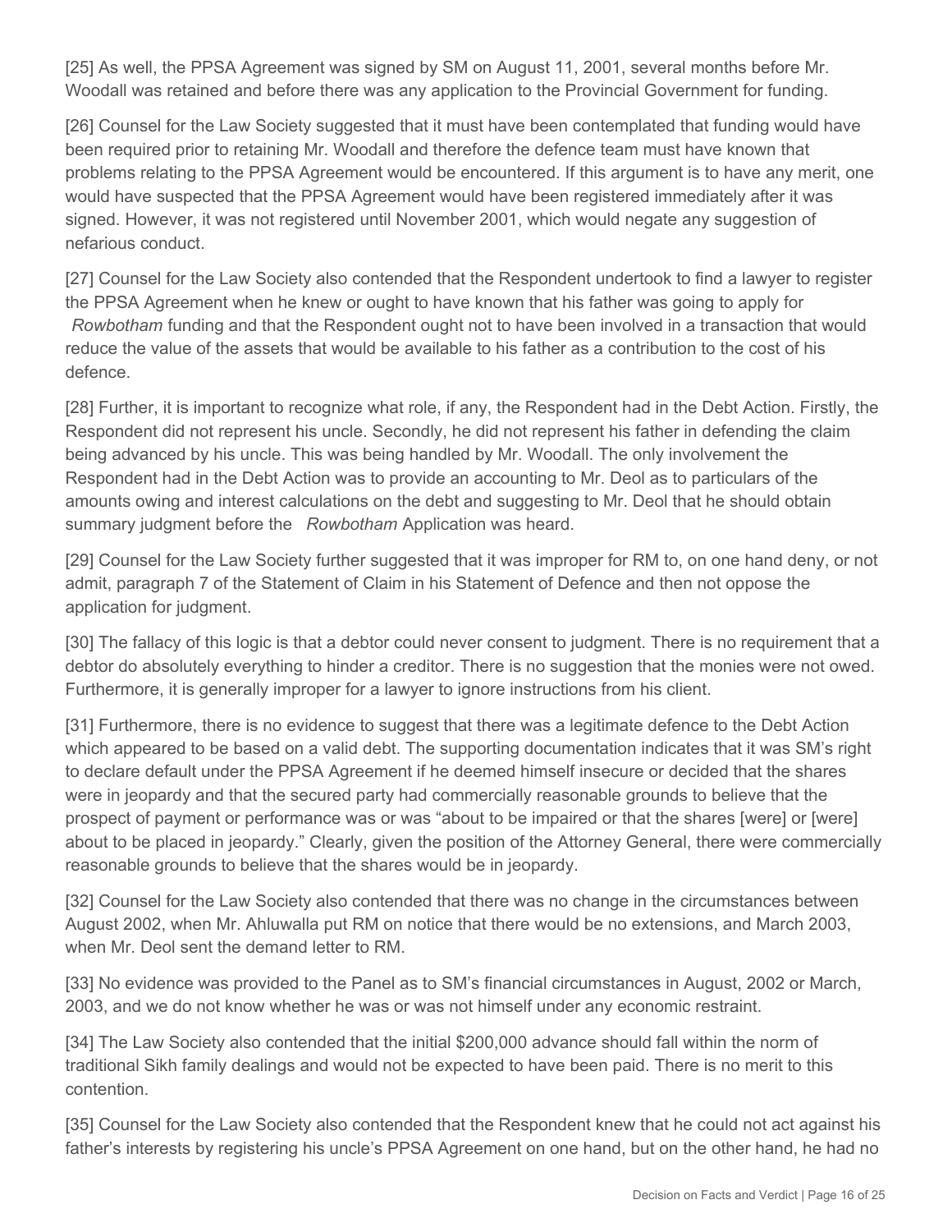[25] As well, the PPSA Agreement was signed by SM on August 11, 2001, several months before Mr. Woodall was retained and before there was any application to the Provincial Government for funding.

[26] Counsel for the Law Society suggested that it must have been contemplated that funding would have been required prior to retaining Mr. Woodall and therefore the defence team must have known that problems relating to the PPSA Agreement would be encountered. If this argument is to have any merit, one would have suspected that the PPSA Agreement would have been registered immediately after it was signed. However, it was not registered until November 2001, which would negate any suggestion of nefarious conduct.

[27] Counsel for the Law Society also contended that the Respondent undertook to find a lawyer to register the PPSA Agreement when he knew or ought to have known that his father was going to apply for *Rowbotham* funding and that the Respondent ought not to have been involved in a transaction that would reduce the value of the assets that would be available to his father as a contribution to the cost of his defence.

[28] Further, it is important to recognize what role, if any, the Respondent had in the Debt Action. Firstly, the Respondent did not represent his uncle. Secondly, he did not represent his father in defending the claim being advanced by his uncle. This was being handled by Mr. Woodall. The only involvement the Respondent had in the Debt Action was to provide an accounting to Mr. Deol as to particulars of the amounts owing and interest calculations on the debt and suggesting to Mr. Deol that he should obtain summary judgment before the *Rowbotham* Application was heard.

[29] Counsel for the Law Society further suggested that it was improper for RM to, on one hand deny, or not admit, paragraph 7 of the Statement of Claim in his Statement of Defence and then not oppose the application for judgment.

[30] The fallacy of this logic is that a debtor could never consent to judgment. There is no requirement that a debtor do absolutely everything to hinder a creditor. There is no suggestion that the monies were not owed. Furthermore, it is generally improper for a lawyer to ignore instructions from his client.

[31] Furthermore, there is no evidence to suggest that there was a legitimate defence to the Debt Action which appeared to be based on a valid debt. The supporting documentation indicates that it was SM's right to declare default under the PPSA Agreement if he deemed himself insecure or decided that the shares were in jeopardy and that the secured party had commercially reasonable grounds to believe that the prospect of payment or performance was or was "about to be impaired or that the shares [were] or [were] about to be placed in jeopardy." Clearly, given the position of the Attorney General, there were commercially reasonable grounds to believe that the shares would be in jeopardy.

[32] Counsel for the Law Society also contended that there was no change in the circumstances between August 2002, when Mr. Ahluwalla put RM on notice that there would be no extensions, and March 2003, when Mr. Deol sent the demand letter to RM.

[33] No evidence was provided to the Panel as to SM's financial circumstances in August, 2002 or March, 2003, and we do not know whether he was or was not himself under any economic restraint.

[34] The Law Society also contended that the initial $200,000 advance should fall within the norm of traditional Sikh family dealings and would not be expected to have been paid. There is no merit to this contention.

[35] Counsel for the Law Society also contended that the Respondent knew that he could not act against his father's interests by registering his uncle's PPSA Agreement on one hand, but on the other hand, he had no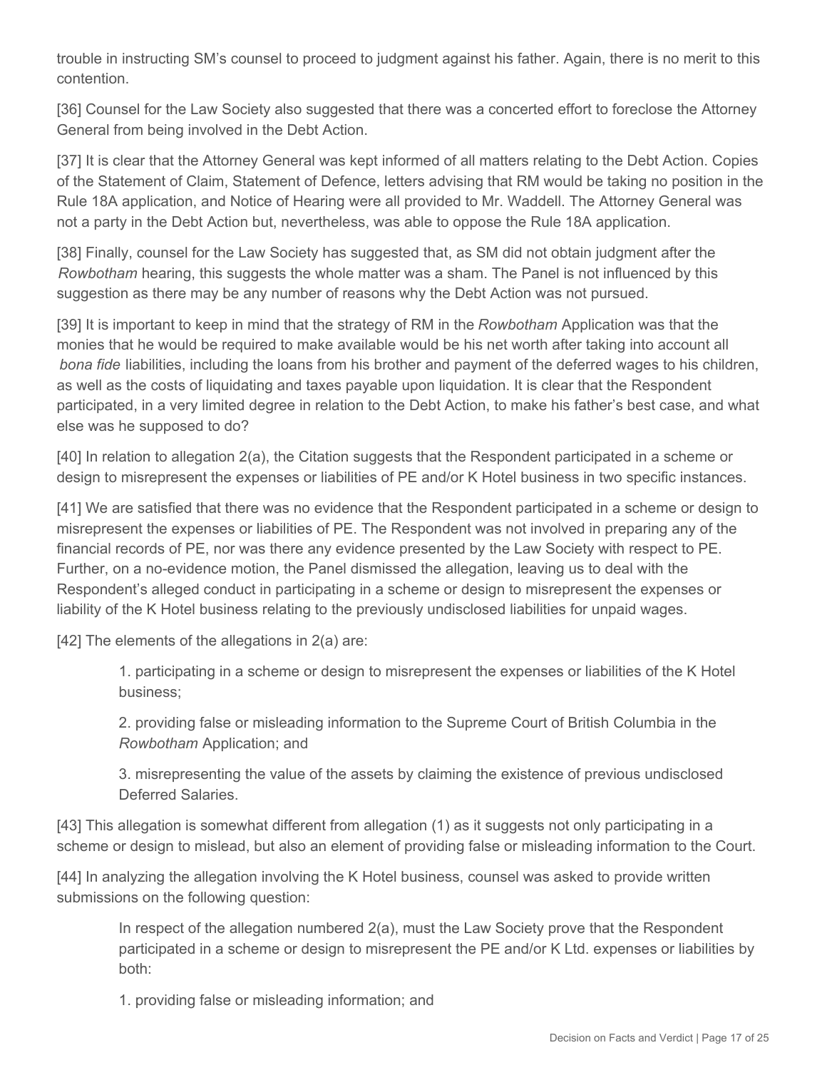trouble in instructing SM's counsel to proceed to judgment against his father. Again, there is no merit to this contention.

[36] Counsel for the Law Society also suggested that there was a concerted effort to foreclose the Attorney General from being involved in the Debt Action.

[37] It is clear that the Attorney General was kept informed of all matters relating to the Debt Action. Copies of the Statement of Claim, Statement of Defence, letters advising that RM would be taking no position in the Rule 18A application, and Notice of Hearing were all provided to Mr. Waddell. The Attorney General was not a party in the Debt Action but, nevertheless, was able to oppose the Rule 18A application.

[38] Finally, counsel for the Law Society has suggested that, as SM did not obtain judgment after the *Rowbotham* hearing, this suggests the whole matter was a sham. The Panel is not influenced by this suggestion as there may be any number of reasons why the Debt Action was not pursued.

[39] It is important to keep in mind that the strategy of RM in the *Rowbotham* Application was that the monies that he would be required to make available would be his net worth after taking into account all *bona fide* liabilities, including the loans from his brother and payment of the deferred wages to his children, as well as the costs of liquidating and taxes payable upon liquidation. It is clear that the Respondent participated, in a very limited degree in relation to the Debt Action, to make his father's best case, and what else was he supposed to do?

[40] In relation to allegation 2(a), the Citation suggests that the Respondent participated in a scheme or design to misrepresent the expenses or liabilities of PE and/or K Hotel business in two specific instances.

[41] We are satisfied that there was no evidence that the Respondent participated in a scheme or design to misrepresent the expenses or liabilities of PE. The Respondent was not involved in preparing any of the financial records of PE, nor was there any evidence presented by the Law Society with respect to PE. Further, on a no-evidence motion, the Panel dismissed the allegation, leaving us to deal with the Respondent's alleged conduct in participating in a scheme or design to misrepresent the expenses or liability of the K Hotel business relating to the previously undisclosed liabilities for unpaid wages.

[42] The elements of the allegations in 2(a) are:

> 1. participating in a scheme or design to misrepresent the expenses or liabilities of the K Hotel business;
>
> 2. providing false or misleading information to the Supreme Court of British Columbia in the *Rowbotham* Application; and
>
> 3. misrepresenting the value of the assets by claiming the existence of previous undisclosed Deferred Salaries.

[43] This allegation is somewhat different from allegation (1) as it suggests not only participating in a scheme or design to mislead, but also an element of providing false or misleading information to the Court.

[44] In analyzing the allegation involving the K Hotel business, counsel was asked to provide written submissions on the following question:

> In respect of the allegation numbered 2(a), must the Law Society prove that the Respondent participated in a scheme or design to misrepresent the PE and/or K Ltd. expenses or liabilities by both:
>
> 1. providing false or misleading information; and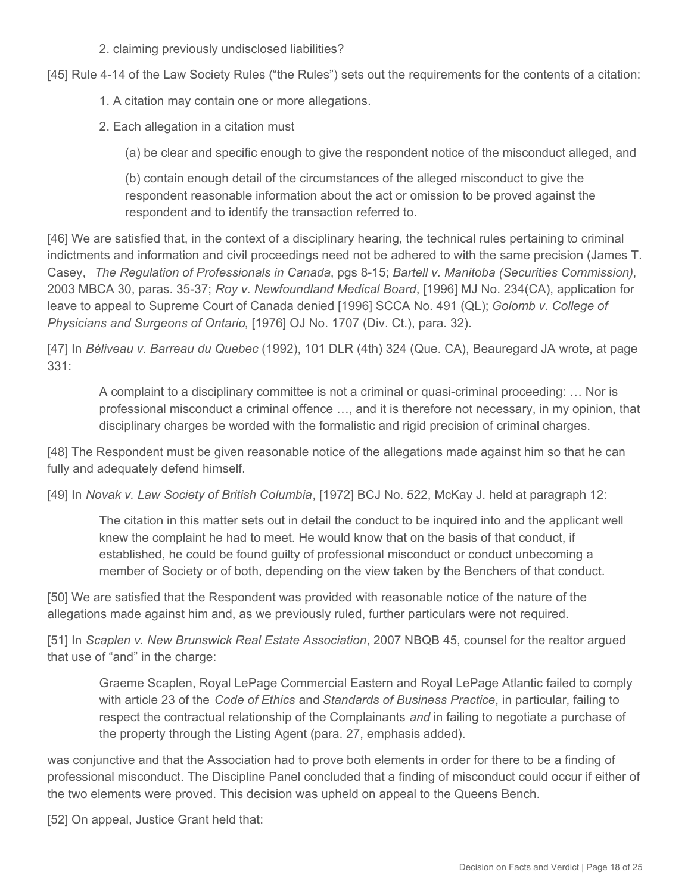2. claiming previously undisclosed liabilities?

[45] Rule 4-14 of the Law Society Rules ("the Rules") sets out the requirements for the contents of a citation:

> 1. A citation may contain one or more allegations.
>
> 2. Each allegation in a citation must
>
> (a) be clear and specific enough to give the respondent notice of the misconduct alleged, and
>
> (b) contain enough detail of the circumstances of the alleged misconduct to give the respondent reasonable information about the act or omission to be proved against the respondent and to identify the transaction referred to.

[46] We are satisfied that, in the context of a disciplinary hearing, the technical rules pertaining to criminal indictments and information and civil proceedings need not be adhered to with the same precision (James T. Casey, *The Regulation of Professionals in Canada*, pgs 8-15; *Bartell v. Manitoba (Securities Commission)*, 2003 MBCA 30, paras. 35-37; *Roy v. Newfoundland Medical Board*, [1996] MJ No. 234(CA), application for leave to appeal to Supreme Court of Canada denied [1996] SCCA No. 491 (QL); *Golomb v. College of Physicians and Surgeons of Ontario*, [1976] OJ No. 1707 (Div. Ct.), para. 32).

[47] In *Béliveau v. Barreau du Quebec* (1992), 101 DLR (4th) 324 (Que. CA), Beauregard JA wrote, at page 331:

> A complaint to a disciplinary committee is not a criminal or quasi-criminal proceeding: … Nor is professional misconduct a criminal offence …, and it is therefore not necessary, in my opinion, that disciplinary charges be worded with the formalistic and rigid precision of criminal charges.

[48] The Respondent must be given reasonable notice of the allegations made against him so that he can fully and adequately defend himself.

[49] In *Novak v. Law Society of British Columbia*, [1972] BCJ No. 522, McKay J. held at paragraph 12:

> The citation in this matter sets out in detail the conduct to be inquired into and the applicant well knew the complaint he had to meet. He would know that on the basis of that conduct, if established, he could be found guilty of professional misconduct or conduct unbecoming a member of Society or of both, depending on the view taken by the Benchers of that conduct.

[50] We are satisfied that the Respondent was provided with reasonable notice of the nature of the allegations made against him and, as we previously ruled, further particulars were not required.

[51] In *Scaplen v. New Brunswick Real Estate Association*, 2007 NBQB 45, counsel for the realtor argued that use of "and" in the charge:

> Graeme Scaplen, Royal LePage Commercial Eastern and Royal LePage Atlantic failed to comply with article 23 of the *Code of Ethics* and *Standards of Business Practice*, in particular, failing to respect the contractual relationship of the Complainants *and* in failing to negotiate a purchase of the property through the Listing Agent (para. 27, emphasis added).

was conjunctive and that the Association had to prove both elements in order for there to be a finding of professional misconduct. The Discipline Panel concluded that a finding of misconduct could occur if either of the two elements were proved. This decision was upheld on appeal to the Queens Bench.

[52] On appeal, Justice Grant held that: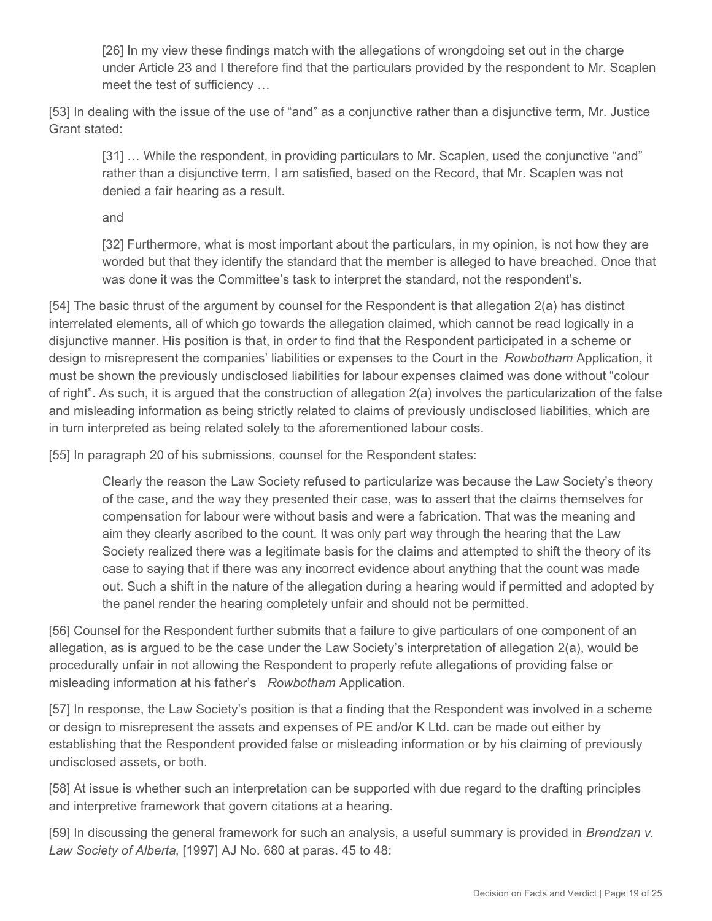> [26] In my view these findings match with the allegations of wrongdoing set out in the charge under Article 23 and I therefore find that the particulars provided by the respondent to Mr. Scaplen meet the test of sufficiency …

[53] In dealing with the issue of the use of "and" as a conjunctive rather than a disjunctive term, Mr. Justice Grant stated:

> [31] … While the respondent, in providing particulars to Mr. Scaplen, used the conjunctive "and" rather than a disjunctive term, I am satisfied, based on the Record, that Mr. Scaplen was not denied a fair hearing as a result.
>
> and
>
> [32] Furthermore, what is most important about the particulars, in my opinion, is not how they are worded but that they identify the standard that the member is alleged to have breached. Once that was done it was the Committee's task to interpret the standard, not the respondent's.

[54] The basic thrust of the argument by counsel for the Respondent is that allegation 2(a) has distinct interrelated elements, all of which go towards the allegation claimed, which cannot be read logically in a disjunctive manner. His position is that, in order to find that the Respondent participated in a scheme or design to misrepresent the companies' liabilities or expenses to the Court in the *Rowbotham* Application, it must be shown the previously undisclosed liabilities for labour expenses claimed was done without "colour of right". As such, it is argued that the construction of allegation 2(a) involves the particularization of the false and misleading information as being strictly related to claims of previously undisclosed liabilities, which are in turn interpreted as being related solely to the aforementioned labour costs.

[55] In paragraph 20 of his submissions, counsel for the Respondent states:

> Clearly the reason the Law Society refused to particularize was because the Law Society's theory of the case, and the way they presented their case, was to assert that the claims themselves for compensation for labour were without basis and were a fabrication. That was the meaning and aim they clearly ascribed to the count. It was only part way through the hearing that the Law Society realized there was a legitimate basis for the claims and attempted to shift the theory of its case to saying that if there was any incorrect evidence about anything that the count was made out. Such a shift in the nature of the allegation during a hearing would if permitted and adopted by the panel render the hearing completely unfair and should not be permitted.

[56] Counsel for the Respondent further submits that a failure to give particulars of one component of an allegation, as is argued to be the case under the Law Society's interpretation of allegation 2(a), would be procedurally unfair in not allowing the Respondent to properly refute allegations of providing false or misleading information at his father's *Rowbotham* Application.

[57] In response, the Law Society's position is that a finding that the Respondent was involved in a scheme or design to misrepresent the assets and expenses of PE and/or K Ltd. can be made out either by establishing that the Respondent provided false or misleading information or by his claiming of previously undisclosed assets, or both.

[58] At issue is whether such an interpretation can be supported with due regard to the drafting principles and interpretive framework that govern citations at a hearing.

[59] In discussing the general framework for such an analysis, a useful summary is provided in *Brendzan v. Law Society of Alberta*, [1997] AJ No. 680 at paras. 45 to 48: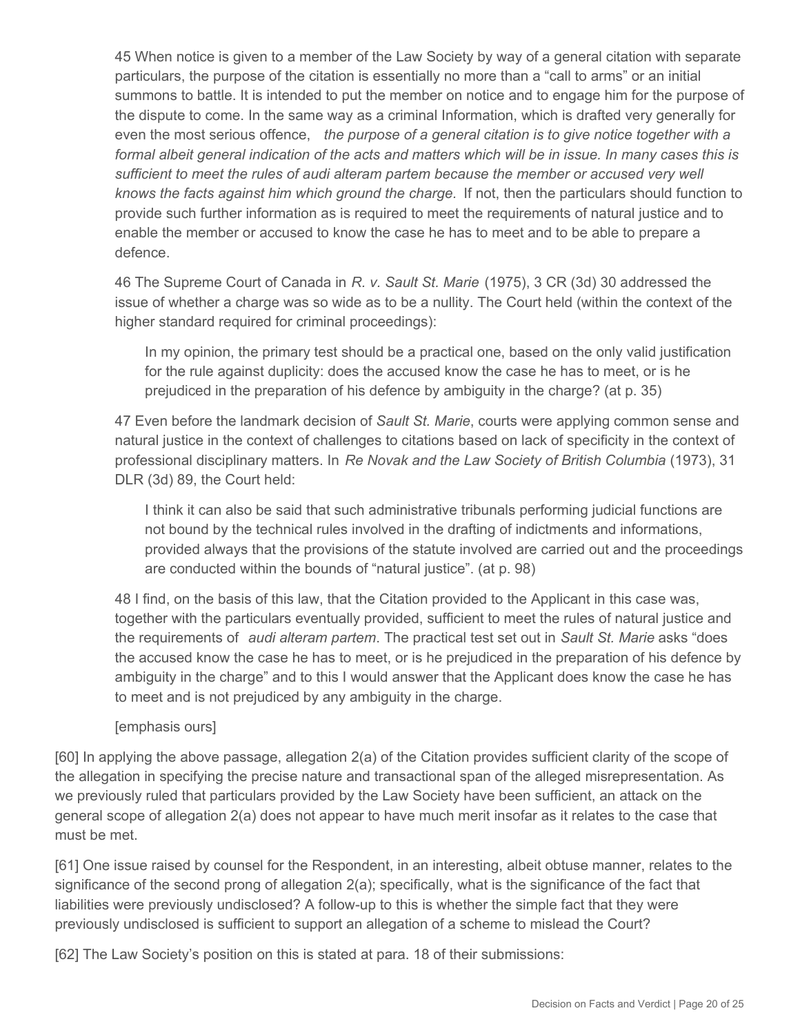> 45 When notice is given to a member of the Law Society by way of a general citation with separate particulars, the purpose of the citation is essentially no more than a "call to arms" or an initial summons to battle. It is intended to put the member on notice and to engage him for the purpose of the dispute to come. In the same way as a criminal Information, which is drafted very generally for even the most serious offence, *the purpose of a general citation is to give notice together with a formal albeit general indication of the acts and matters which will be in issue. In many cases this is sufficient to meet the rules of audi alteram partem because the member or accused very well knows the facts against him which ground the charge.* If not, then the particulars should function to provide such further information as is required to meet the requirements of natural justice and to enable the member or accused to know the case he has to meet and to be able to prepare a defence.
>
> 46 The Supreme Court of Canada in *R. v. Sault St. Marie* (1975), 3 CR (3d) 30 addressed the issue of whether a charge was so wide as to be a nullity. The Court held (within the context of the higher standard required for criminal proceedings):
>
> > In my opinion, the primary test should be a practical one, based on the only valid justification for the rule against duplicity: does the accused know the case he has to meet, or is he prejudiced in the preparation of his defence by ambiguity in the charge? (at p. 35)
>
> 47 Even before the landmark decision of *Sault St. Marie*, courts were applying common sense and natural justice in the context of challenges to citations based on lack of specificity in the context of professional disciplinary matters. In *Re Novak and the Law Society of British Columbia* (1973), 31 DLR (3d) 89, the Court held:
>
> > I think it can also be said that such administrative tribunals performing judicial functions are not bound by the technical rules involved in the drafting of indictments and informations, provided always that the provisions of the statute involved are carried out and the proceedings are conducted within the bounds of "natural justice". (at p. 98)
>
> 48 I find, on the basis of this law, that the Citation provided to the Applicant in this case was, together with the particulars eventually provided, sufficient to meet the rules of natural justice and the requirements of *audi alteram partem*. The practical test set out in *Sault St. Marie* asks "does the accused know the case he has to meet, or is he prejudiced in the preparation of his defence by ambiguity in the charge" and to this I would answer that the Applicant does know the case he has to meet and is not prejudiced by any ambiguity in the charge.
>
> [emphasis ours]

[60] In applying the above passage, allegation 2(a) of the Citation provides sufficient clarity of the scope of the allegation in specifying the precise nature and transactional span of the alleged misrepresentation. As we previously ruled that particulars provided by the Law Society have been sufficient, an attack on the general scope of allegation 2(a) does not appear to have much merit insofar as it relates to the case that must be met.

[61] One issue raised by counsel for the Respondent, in an interesting, albeit obtuse manner, relates to the significance of the second prong of allegation 2(a); specifically, what is the significance of the fact that liabilities were previously undisclosed? A follow-up to this is whether the simple fact that they were previously undisclosed is sufficient to support an allegation of a scheme to mislead the Court?

[62] The Law Society's position on this is stated at para. 18 of their submissions: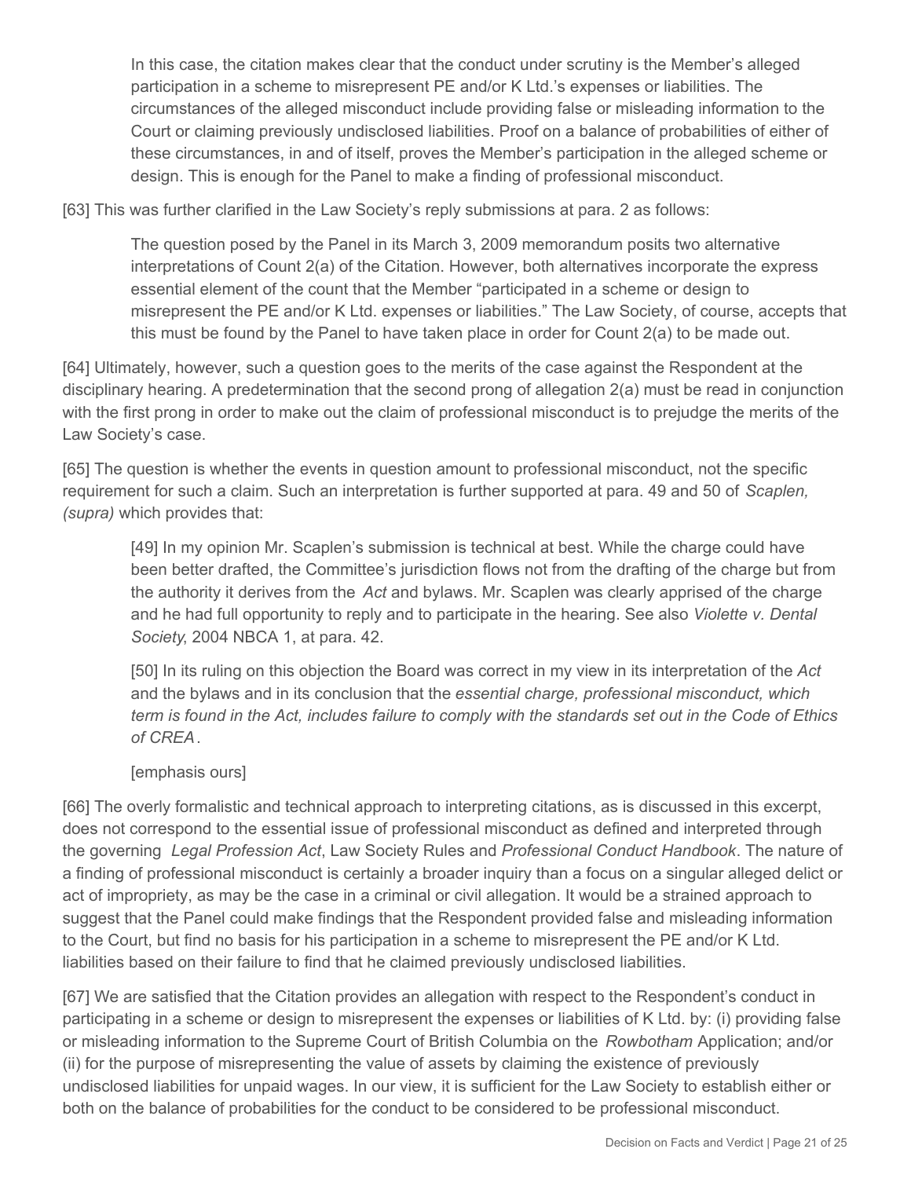> In this case, the citation makes clear that the conduct under scrutiny is the Member's alleged participation in a scheme to misrepresent PE and/or K Ltd.'s expenses or liabilities. The circumstances of the alleged misconduct include providing false or misleading information to the Court or claiming previously undisclosed liabilities. Proof on a balance of probabilities of either of these circumstances, in and of itself, proves the Member's participation in the alleged scheme or design. This is enough for the Panel to make a finding of professional misconduct.

[63] This was further clarified in the Law Society's reply submissions at para. 2 as follows:

> The question posed by the Panel in its March 3, 2009 memorandum posits two alternative interpretations of Count 2(a) of the Citation. However, both alternatives incorporate the express essential element of the count that the Member "participated in a scheme or design to misrepresent the PE and/or K Ltd. expenses or liabilities." The Law Society, of course, accepts that this must be found by the Panel to have taken place in order for Count 2(a) to be made out.

[64] Ultimately, however, such a question goes to the merits of the case against the Respondent at the disciplinary hearing. A predetermination that the second prong of allegation 2(a) must be read in conjunction with the first prong in order to make out the claim of professional misconduct is to prejudge the merits of the Law Society's case.

[65] The question is whether the events in question amount to professional misconduct, not the specific requirement for such a claim. Such an interpretation is further supported at para. 49 and 50 of *Scaplen, (supra)* which provides that:

> [49] In my opinion Mr. Scaplen's submission is technical at best. While the charge could have been better drafted, the Committee's jurisdiction flows not from the drafting of the charge but from the authority it derives from the *Act* and bylaws. Mr. Scaplen was clearly apprised of the charge and he had full opportunity to reply and to participate in the hearing. See also *Violette v. Dental Society*, 2004 NBCA 1, at para. 42.
>
> [50] In its ruling on this objection the Board was correct in my view in its interpretation of the *Act* and the bylaws and in its conclusion that the *essential charge, professional misconduct, which term is found in the Act, includes failure to comply with the standards set out in the Code of Ethics of CREA*.
>
> [emphasis ours]

[66] The overly formalistic and technical approach to interpreting citations, as is discussed in this excerpt, does not correspond to the essential issue of professional misconduct as defined and interpreted through the governing *Legal Profession Act*, Law Society Rules and *Professional Conduct Handbook*. The nature of a finding of professional misconduct is certainly a broader inquiry than a focus on a singular alleged delict or act of impropriety, as may be the case in a criminal or civil allegation. It would be a strained approach to suggest that the Panel could make findings that the Respondent provided false and misleading information to the Court, but find no basis for his participation in a scheme to misrepresent the PE and/or K Ltd. liabilities based on their failure to find that he claimed previously undisclosed liabilities.

[67] We are satisfied that the Citation provides an allegation with respect to the Respondent's conduct in participating in a scheme or design to misrepresent the expenses or liabilities of K Ltd. by: (i) providing false or misleading information to the Supreme Court of British Columbia on the *Rowbotham* Application; and/or (ii) for the purpose of misrepresenting the value of assets by claiming the existence of previously undisclosed liabilities for unpaid wages. In our view, it is sufficient for the Law Society to establish either or both on the balance of probabilities for the conduct to be considered to be professional misconduct.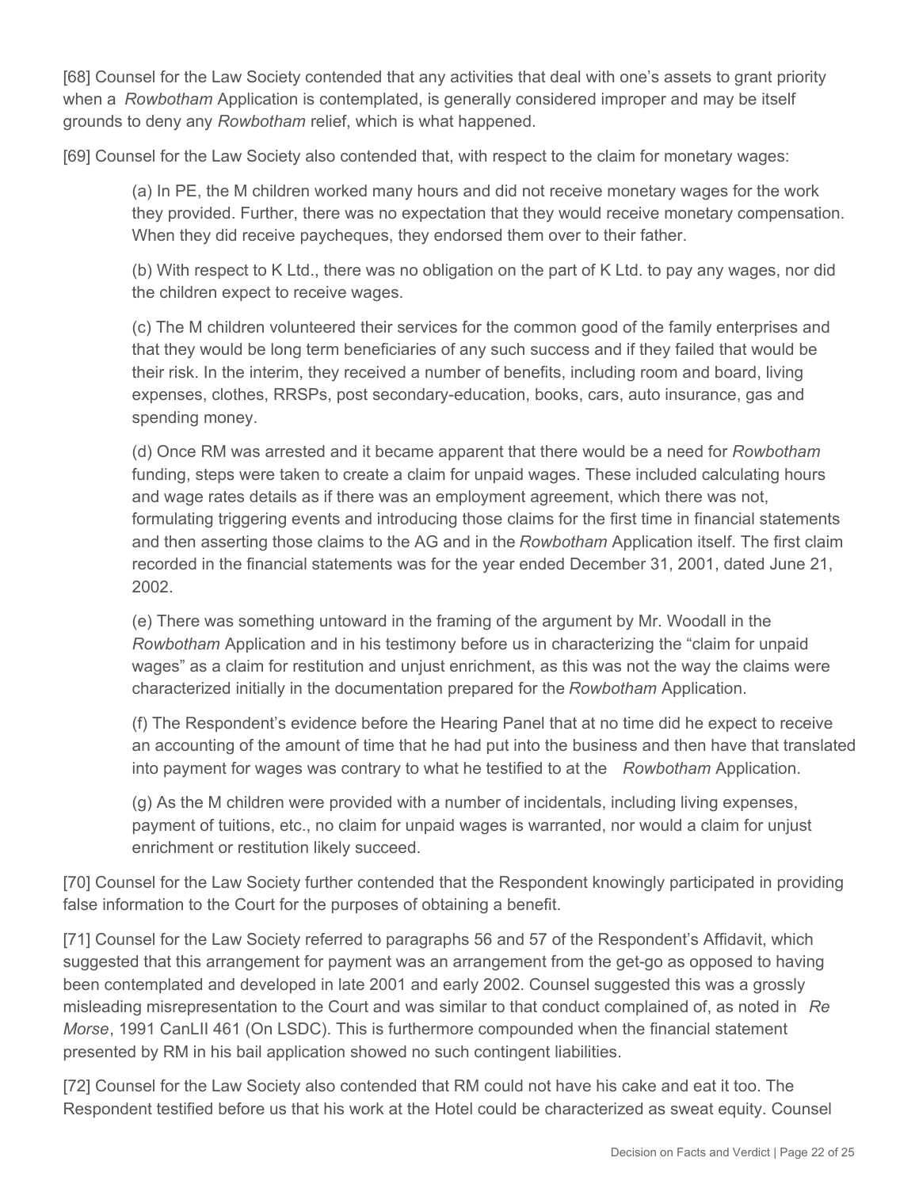[68] Counsel for the Law Society contended that any activities that deal with one's assets to grant priority when a *Rowbotham* Application is contemplated, is generally considered improper and may be itself grounds to deny any *Rowbotham* relief, which is what happened.

[69] Counsel for the Law Society also contended that, with respect to the claim for monetary wages:

> (a) In PE, the M children worked many hours and did not receive monetary wages for the work they provided. Further, there was no expectation that they would receive monetary compensation. When they did receive paycheques, they endorsed them over to their father.
>
> (b) With respect to K Ltd., there was no obligation on the part of K Ltd. to pay any wages, nor did the children expect to receive wages.
>
> (c) The M children volunteered their services for the common good of the family enterprises and that they would be long term beneficiaries of any such success and if they failed that would be their risk. In the interim, they received a number of benefits, including room and board, living expenses, clothes, RRSPs, post secondary-education, books, cars, auto insurance, gas and spending money.
>
> (d) Once RM was arrested and it became apparent that there would be a need for *Rowbotham* funding, steps were taken to create a claim for unpaid wages. These included calculating hours and wage rates details as if there was an employment agreement, which there was not, formulating triggering events and introducing those claims for the first time in financial statements and then asserting those claims to the AG and in the *Rowbotham* Application itself. The first claim recorded in the financial statements was for the year ended December 31, 2001, dated June 21, 2002.
>
> (e) There was something untoward in the framing of the argument by Mr. Woodall in the *Rowbotham* Application and in his testimony before us in characterizing the "claim for unpaid wages" as a claim for restitution and unjust enrichment, as this was not the way the claims were characterized initially in the documentation prepared for the *Rowbotham* Application.
>
> (f) The Respondent's evidence before the Hearing Panel that at no time did he expect to receive an accounting of the amount of time that he had put into the business and then have that translated into payment for wages was contrary to what he testified to at the *Rowbotham* Application.
>
> (g) As the M children were provided with a number of incidentals, including living expenses, payment of tuitions, etc., no claim for unpaid wages is warranted, nor would a claim for unjust enrichment or restitution likely succeed.

[70] Counsel for the Law Society further contended that the Respondent knowingly participated in providing false information to the Court for the purposes of obtaining a benefit.

[71] Counsel for the Law Society referred to paragraphs 56 and 57 of the Respondent's Affidavit, which suggested that this arrangement for payment was an arrangement from the get-go as opposed to having been contemplated and developed in late 2001 and early 2002. Counsel suggested this was a grossly misleading misrepresentation to the Court and was similar to that conduct complained of, as noted in *Re Morse*, 1991 CanLII 461 (On LSDC). This is furthermore compounded when the financial statement presented by RM in his bail application showed no such contingent liabilities.

[72] Counsel for the Law Society also contended that RM could not have his cake and eat it too. The Respondent testified before us that his work at the Hotel could be characterized as sweat equity. Counsel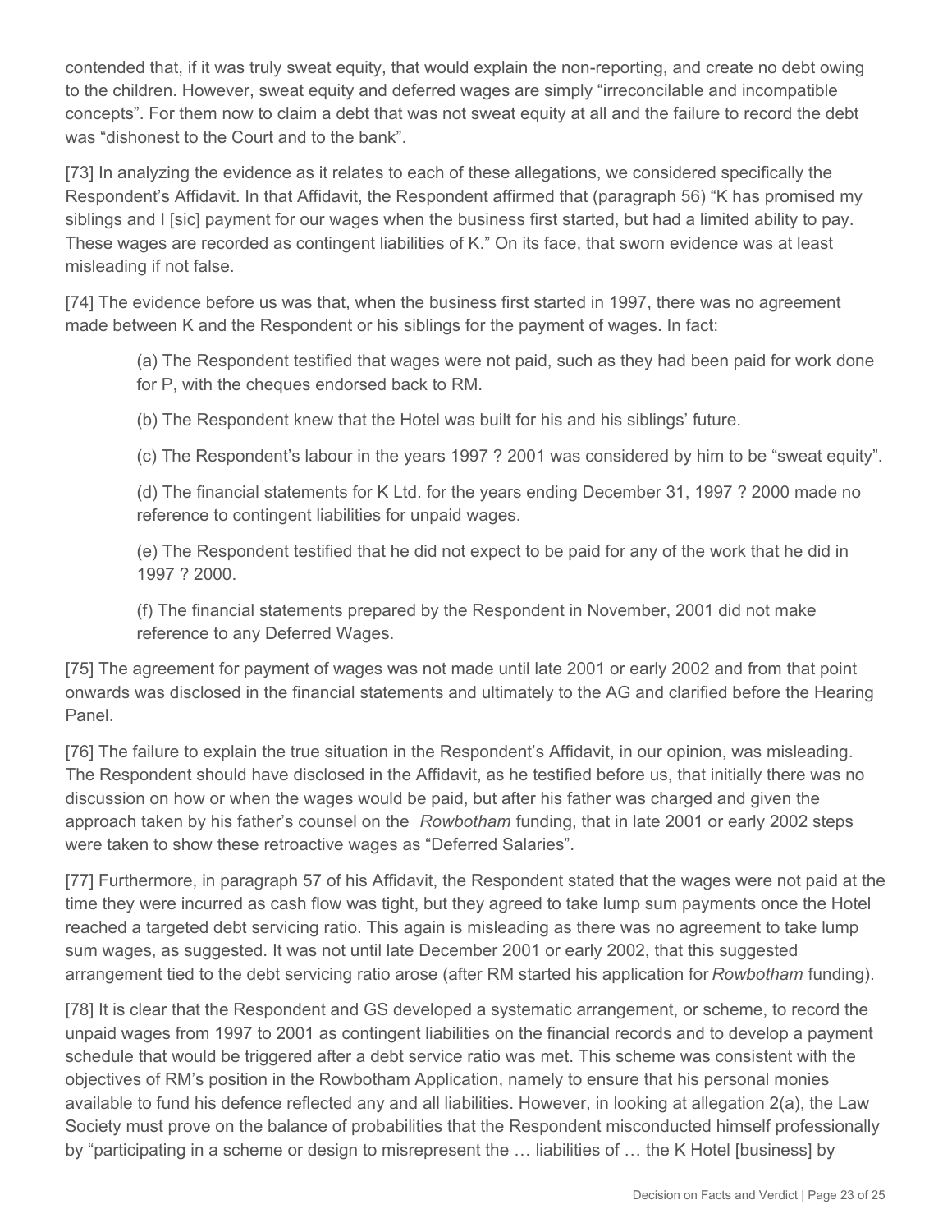contended that, if it was truly sweat equity, that would explain the non-reporting, and create no debt owing to the children. However, sweat equity and deferred wages are simply "irreconcilable and incompatible concepts". For them now to claim a debt that was not sweat equity at all and the failure to record the debt was "dishonest to the Court and to the bank".

[73] In analyzing the evidence as it relates to each of these allegations, we considered specifically the Respondent's Affidavit. In that Affidavit, the Respondent affirmed that (paragraph 56) "K has promised my siblings and I [sic] payment for our wages when the business first started, but had a limited ability to pay. These wages are recorded as contingent liabilities of K." On its face, that sworn evidence was at least misleading if not false.

[74] The evidence before us was that, when the business first started in 1997, there was no agreement made between K and the Respondent or his siblings for the payment of wages. In fact:

> (a) The Respondent testified that wages were not paid, such as they had been paid for work done for P, with the cheques endorsed back to RM.
>
> (b) The Respondent knew that the Hotel was built for his and his siblings' future.
>
> (c) The Respondent's labour in the years 1997 ? 2001 was considered by him to be "sweat equity".
>
> (d) The financial statements for K Ltd. for the years ending December 31, 1997 ? 2000 made no reference to contingent liabilities for unpaid wages.
>
> (e) The Respondent testified that he did not expect to be paid for any of the work that he did in 1997 ? 2000.
>
> (f) The financial statements prepared by the Respondent in November, 2001 did not make reference to any Deferred Wages.

[75] The agreement for payment of wages was not made until late 2001 or early 2002 and from that point onwards was disclosed in the financial statements and ultimately to the AG and clarified before the Hearing Panel.

[76] The failure to explain the true situation in the Respondent's Affidavit, in our opinion, was misleading. The Respondent should have disclosed in the Affidavit, as he testified before us, that initially there was no discussion on how or when the wages would be paid, but after his father was charged and given the approach taken by his father's counsel on the *Rowbotham* funding, that in late 2001 or early 2002 steps were taken to show these retroactive wages as "Deferred Salaries".

[77] Furthermore, in paragraph 57 of his Affidavit, the Respondent stated that the wages were not paid at the time they were incurred as cash flow was tight, but they agreed to take lump sum payments once the Hotel reached a targeted debt servicing ratio. This again is misleading as there was no agreement to take lump sum wages, as suggested. It was not until late December 2001 or early 2002, that this suggested arrangement tied to the debt servicing ratio arose (after RM started his application for *Rowbotham* funding).

[78] It is clear that the Respondent and GS developed a systematic arrangement, or scheme, to record the unpaid wages from 1997 to 2001 as contingent liabilities on the financial records and to develop a payment schedule that would be triggered after a debt service ratio was met. This scheme was consistent with the objectives of RM's position in the Rowbotham Application, namely to ensure that his personal monies available to fund his defence reflected any and all liabilities. However, in looking at allegation 2(a), the Law Society must prove on the balance of probabilities that the Respondent misconducted himself professionally by "participating in a scheme or design to misrepresent the … liabilities of … the K Hotel [business] by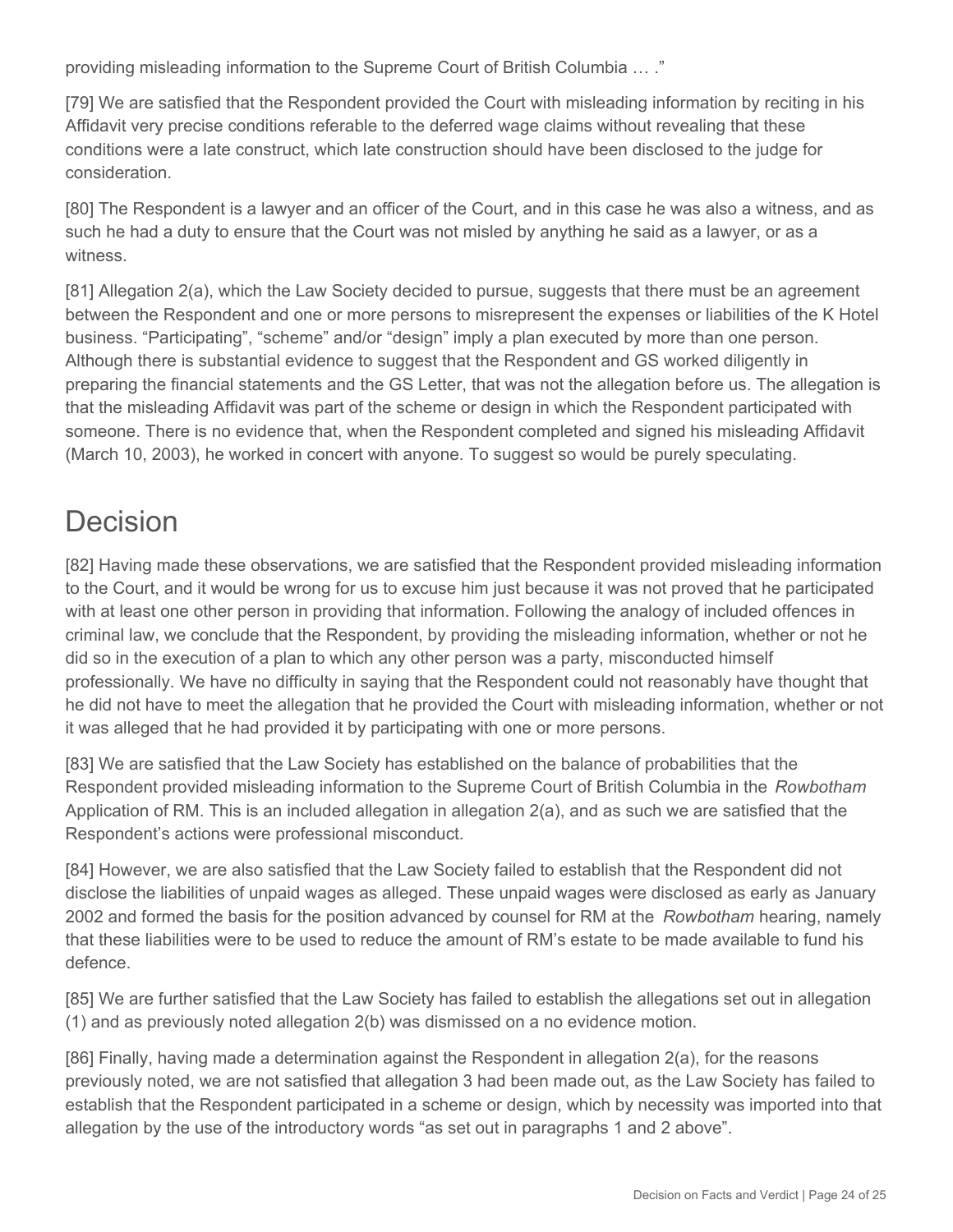providing misleading information to the Supreme Court of British Columbia … ."

[79] We are satisfied that the Respondent provided the Court with misleading information by reciting in his Affidavit very precise conditions referable to the deferred wage claims without revealing that these conditions were a late construct, which late construction should have been disclosed to the judge for consideration.

[80] The Respondent is a lawyer and an officer of the Court, and in this case he was also a witness, and as such he had a duty to ensure that the Court was not misled by anything he said as a lawyer, or as a witness.

[81] Allegation 2(a), which the Law Society decided to pursue, suggests that there must be an agreement between the Respondent and one or more persons to misrepresent the expenses or liabilities of the K Hotel business. "Participating", "scheme" and/or "design" imply a plan executed by more than one person. Although there is substantial evidence to suggest that the Respondent and GS worked diligently in preparing the financial statements and the GS Letter, that was not the allegation before us. The allegation is that the misleading Affidavit was part of the scheme or design in which the Respondent participated with someone. There is no evidence that, when the Respondent completed and signed his misleading Affidavit (March 10, 2003), he worked in concert with anyone. To suggest so would be purely speculating.

# Decision

[82] Having made these observations, we are satisfied that the Respondent provided misleading information to the Court, and it would be wrong for us to excuse him just because it was not proved that he participated with at least one other person in providing that information. Following the analogy of included offences in criminal law, we conclude that the Respondent, by providing the misleading information, whether or not he did so in the execution of a plan to which any other person was a party, misconducted himself professionally. We have no difficulty in saying that the Respondent could not reasonably have thought that he did not have to meet the allegation that he provided the Court with misleading information, whether or not it was alleged that he had provided it by participating with one or more persons.

[83] We are satisfied that the Law Society has established on the balance of probabilities that the Respondent provided misleading information to the Supreme Court of British Columbia in the *Rowbotham* Application of RM. This is an included allegation in allegation 2(a), and as such we are satisfied that the Respondent's actions were professional misconduct.

[84] However, we are also satisfied that the Law Society failed to establish that the Respondent did not disclose the liabilities of unpaid wages as alleged. These unpaid wages were disclosed as early as January 2002 and formed the basis for the position advanced by counsel for RM at the *Rowbotham* hearing, namely that these liabilities were to be used to reduce the amount of RM's estate to be made available to fund his defence.

[85] We are further satisfied that the Law Society has failed to establish the allegations set out in allegation (1) and as previously noted allegation 2(b) was dismissed on a no evidence motion.

[86] Finally, having made a determination against the Respondent in allegation 2(a), for the reasons previously noted, we are not satisfied that allegation 3 had been made out, as the Law Society has failed to establish that the Respondent participated in a scheme or design, which by necessity was imported into that allegation by the use of the introductory words "as set out in paragraphs 1 and 2 above".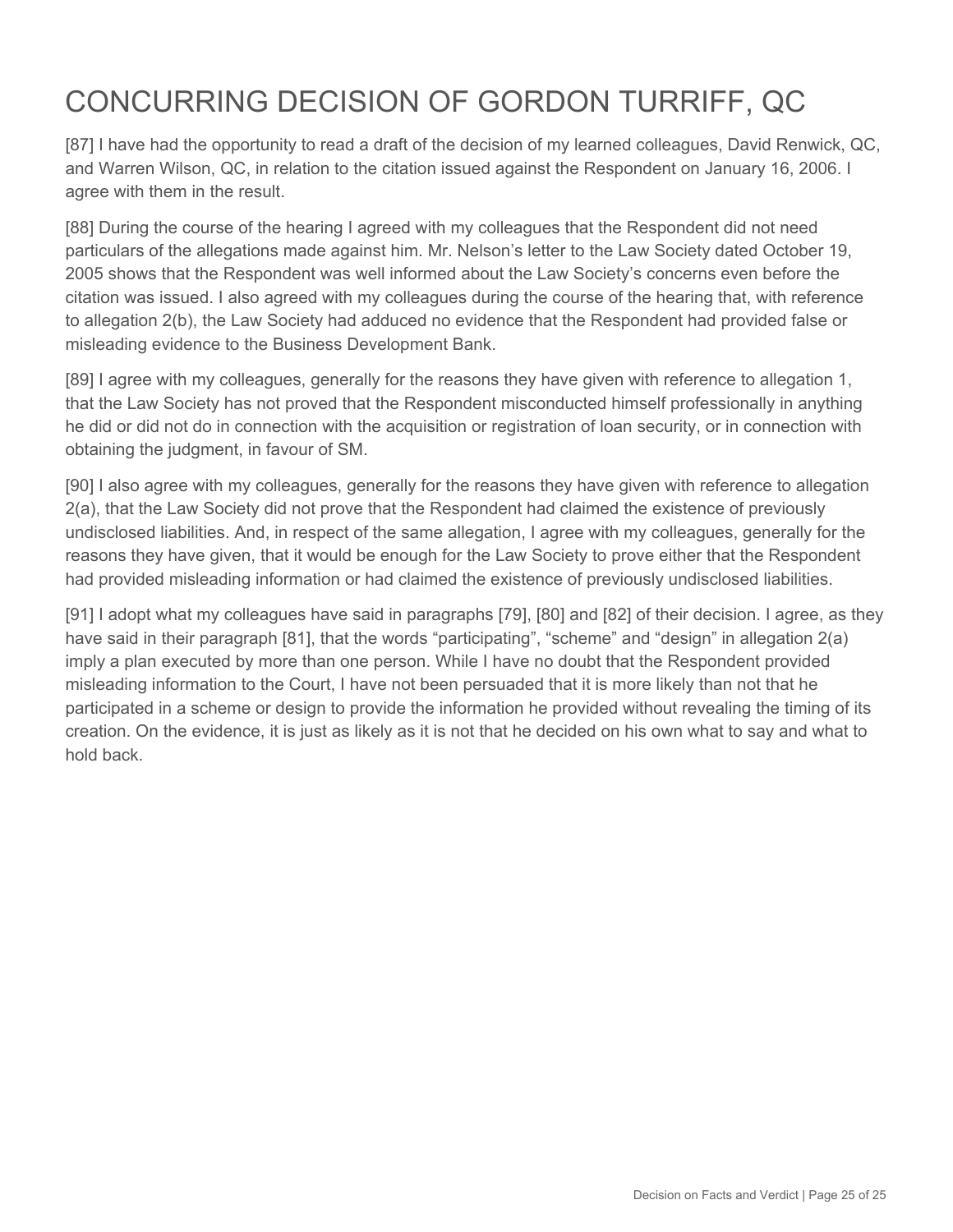# CONCURRING DECISION OF GORDON TURRIFF, QC

[87] I have had the opportunity to read a draft of the decision of my learned colleagues, David Renwick, QC, and Warren Wilson, QC, in relation to the citation issued against the Respondent on January 16, 2006. I agree with them in the result.

[88] During the course of the hearing I agreed with my colleagues that the Respondent did not need particulars of the allegations made against him. Mr. Nelson's letter to the Law Society dated October 19, 2005 shows that the Respondent was well informed about the Law Society's concerns even before the citation was issued. I also agreed with my colleagues during the course of the hearing that, with reference to allegation 2(b), the Law Society had adduced no evidence that the Respondent had provided false or misleading evidence to the Business Development Bank.

[89] I agree with my colleagues, generally for the reasons they have given with reference to allegation 1, that the Law Society has not proved that the Respondent misconducted himself professionally in anything he did or did not do in connection with the acquisition or registration of loan security, or in connection with obtaining the judgment, in favour of SM.

[90] I also agree with my colleagues, generally for the reasons they have given with reference to allegation 2(a), that the Law Society did not prove that the Respondent had claimed the existence of previously undisclosed liabilities. And, in respect of the same allegation, I agree with my colleagues, generally for the reasons they have given, that it would be enough for the Law Society to prove either that the Respondent had provided misleading information or had claimed the existence of previously undisclosed liabilities.

[91] I adopt what my colleagues have said in paragraphs [79], [80] and [82] of their decision. I agree, as they have said in their paragraph [81], that the words "participating", "scheme" and "design" in allegation 2(a) imply a plan executed by more than one person. While I have no doubt that the Respondent provided misleading information to the Court, I have not been persuaded that it is more likely than not that he participated in a scheme or design to provide the information he provided without revealing the timing of its creation. On the evidence, it is just as likely as it is not that he decided on his own what to say and what to hold back.